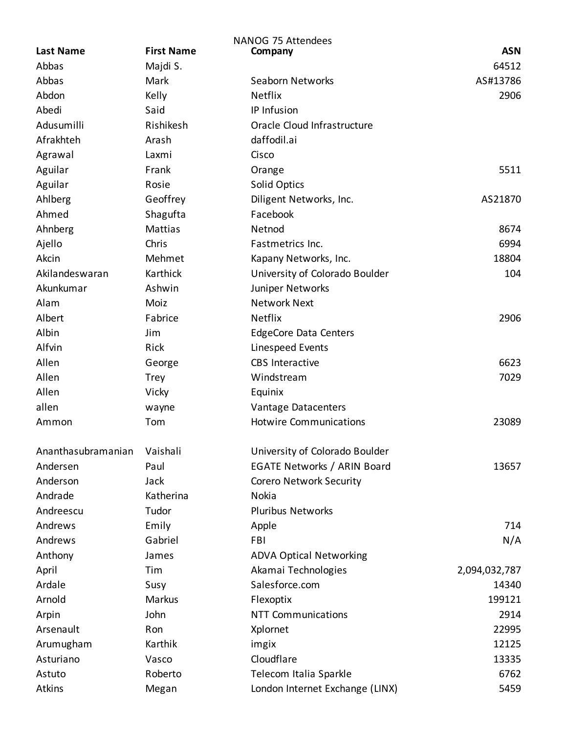NANOG 75 Attendees

| Last Name | First Name | Company | ASN |
|---|---|---|---|
| Abbas | Majdi S. | | 64512 |
| Abbas | Mark | Seaborn Networks | AS#13786 |
| Abdon | Kelly | Netflix | 2906 |
| Abedi | Said | IP Infusion | |
| Adusumilli | Rishikesh | Oracle Cloud Infrastructure | |
| Afrakhteh | Arash | daffodil.ai | |
| Agrawal | Laxmi | Cisco | |
| Aguilar | Frank | Orange | 5511 |
| Aguilar | Rosie | Solid Optics | |
| Ahlberg | Geoffrey | Diligent Networks, Inc. | AS21870 |
| Ahmed | Shagufta | Facebook | |
| Ahnberg | Mattias | Netnod | 8674 |
| Ajello | Chris | Fastmetrics Inc. | 6994 |
| Akcin | Mehmet | Kapany Networks, Inc. | 18804 |
| Akilandeswaran | Karthick | University of Colorado Boulder | 104 |
| Akunkumar | Ashwin | Juniper Networks | |
| Alam | Moiz | Network Next | |
| Albert | Fabrice | Netflix | 2906 |
| Albin | Jim | EdgeCore Data Centers | |
| Alfvin | Rick | Linespeed Events | |
| Allen | George | CBS Interactive | 6623 |
| Allen | Trey | Windstream | 7029 |
| Allen | Vicky | Equinix | |
| allen | wayne | Vantage Datacenters | |
| Ammon | Tom | Hotwire Communications | 23089 |
| Ananthasubramanian | Vaishali | University of Colorado Boulder | |
| Andersen | Paul | EGATE Networks / ARIN Board | 13657 |
| Anderson | Jack | Corero Network Security | |
| Andrade | Katherina | Nokia | |
| Andreescu | Tudor | Pluribus Networks | |
| Andrews | Emily | Apple | 714 |
| Andrews | Gabriel | FBI | N/A |
| Anthony | James | ADVA Optical Networking | |
| April | Tim | Akamai Technologies | 2,094,032,787 |
| Ardale | Susy | Salesforce.com | 14340 |
| Arnold | Markus | Flexoptix | 199121 |
| Arpin | John | NTT Communications | 2914 |
| Arsenault | Ron | Xplornet | 22995 |
| Arumugham | Karthik | imgix | 12125 |
| Asturiano | Vasco | Cloudflare | 13335 |
| Astuto | Roberto | Telecom Italia Sparkle | 6762 |
| Atkins | Megan | London Internet Exchange (LINX) | 5459 |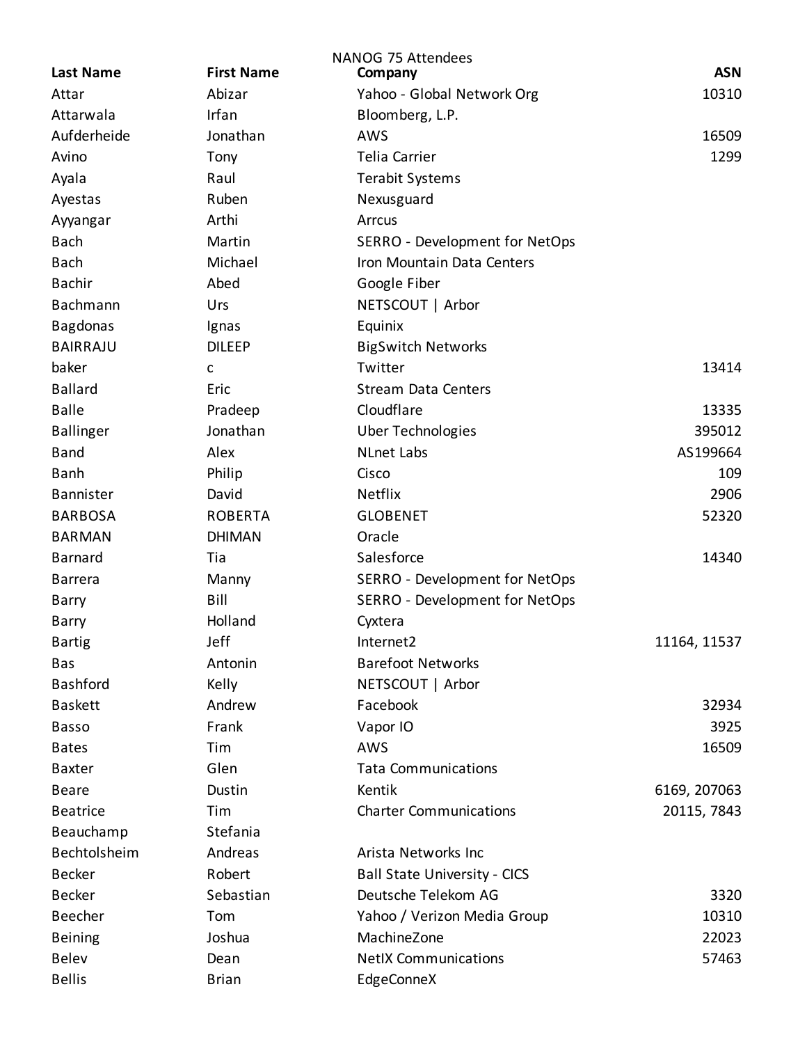NANOG 75 Attendees

| Last Name | First Name | Company | ASN |
|---|---|---|---|
| Attar | Abizar | Yahoo - Global Network Org | 10310 |
| Attarwala | Irfan | Bloomberg, L.P. | |
| Aufderheide | Jonathan | AWS | 16509 |
| Avino | Tony | Telia Carrier | 1299 |
| Ayala | Raul | Terabit Systems | |
| Ayestas | Ruben | Nexusguard | |
| Ayyangar | Arthi | Arrcus | |
| Bach | Martin | SERRO - Development for NetOps | |
| Bach | Michael | Iron Mountain Data Centers | |
| Bachir | Abed | Google Fiber | |
| Bachmann | Urs | NETSCOUT \| Arbor | |
| Bagdonas | Ignas | Equinix | |
| BAIRRAJU | DILEEP | BigSwitch Networks | |
| baker | c | Twitter | 13414 |
| Ballard | Eric | Stream Data Centers | |
| Balle | Pradeep | Cloudflare | 13335 |
| Ballinger | Jonathan | Uber Technologies | 395012 |
| Band | Alex | NLnet Labs | AS199664 |
| Banh | Philip | Cisco | 109 |
| Bannister | David | Netflix | 2906 |
| BARBOSA | ROBERTA | GLOBENET | 52320 |
| BARMAN | DHIMAN | Oracle | |
| Barnard | Tia | Salesforce | 14340 |
| Barrera | Manny | SERRO - Development for NetOps | |
| Barry | Bill | SERRO - Development for NetOps | |
| Barry | Holland | Cyxtera | |
| Bartig | Jeff | Internet2 | 11164, 11537 |
| Bas | Antonin | Barefoot Networks | |
| Bashford | Kelly | NETSCOUT \| Arbor | |
| Baskett | Andrew | Facebook | 32934 |
| Basso | Frank | Vapor IO | 3925 |
| Bates | Tim | AWS | 16509 |
| Baxter | Glen | Tata Communications | |
| Beare | Dustin | Kentik | 6169, 207063 |
| Beatrice | Tim | Charter Communications | 20115, 7843 |
| Beauchamp | Stefania | | |
| Bechtolsheim | Andreas | Arista Networks Inc | |
| Becker | Robert | Ball State University - CICS | |
| Becker | Sebastian | Deutsche Telekom AG | 3320 |
| Beecher | Tom | Yahoo / Verizon Media Group | 10310 |
| Beining | Joshua | MachineZone | 22023 |
| Belev | Dean | NetIX Communications | 57463 |
| Bellis | Brian | EdgeConneX | |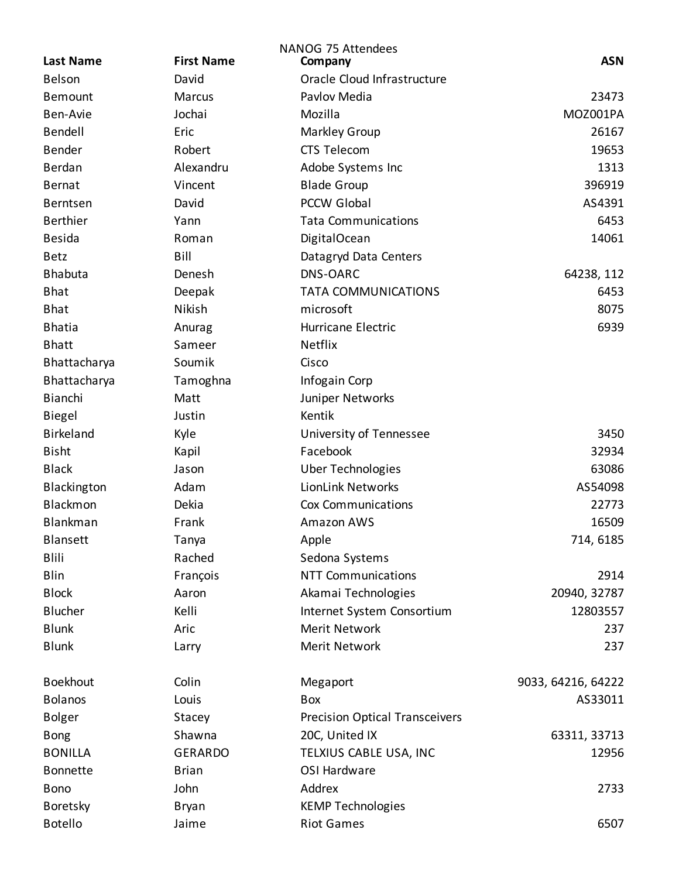NANOG 75 Attendees

| Last Name | First Name | Company | ASN |
|---|---|---|---|
| Belson | David | Oracle Cloud Infrastructure | |
| Bemount | Marcus | Pavlov Media | 23473 |
| Ben-Avie | Jochai | Mozilla | MOZ001PA |
| Bendell | Eric | Markley Group | 26167 |
| Bender | Robert | CTS Telecom | 19653 |
| Berdan | Alexandru | Adobe Systems Inc | 1313 |
| Bernat | Vincent | Blade Group | 396919 |
| Berntsen | David | PCCW Global | AS4391 |
| Berthier | Yann | Tata Communications | 6453 |
| Besida | Roman | DigitalOcean | 14061 |
| Betz | Bill | Datagryd Data Centers | |
| Bhabuta | Denesh | DNS-OARC | 64238, 112 |
| Bhat | Deepak | TATA COMMUNICATIONS | 6453 |
| Bhat | Nikish | microsoft | 8075 |
| Bhatia | Anurag | Hurricane Electric | 6939 |
| Bhatt | Sameer | Netflix | |
| Bhattacharya | Soumik | Cisco | |
| Bhattacharya | Tamoghna | Infogain Corp | |
| Bianchi | Matt | Juniper Networks | |
| Biegel | Justin | Kentik | |
| Birkeland | Kyle | University of Tennessee | 3450 |
| Bisht | Kapil | Facebook | 32934 |
| Black | Jason | Uber Technologies | 63086 |
| Blackington | Adam | LionLink Networks | AS54098 |
| Blackmon | Dekia | Cox Communications | 22773 |
| Blankman | Frank | Amazon AWS | 16509 |
| Blansett | Tanya | Apple | 714, 6185 |
| Blili | Rached | Sedona Systems | |
| Blin | François | NTT Communications | 2914 |
| Block | Aaron | Akamai Technologies | 20940, 32787 |
| Blucher | Kelli | Internet System Consortium | 12803557 |
| Blunk | Aric | Merit Network | 237 |
| Blunk | Larry | Merit Network | 237 |
| | | | |
| Boekhout | Colin | Megaport | 9033, 64216, 64222 |
| Bolanos | Louis | Box | AS33011 |
| Bolger | Stacey | Precision Optical Transceivers | |
| Bong | Shawna | 20C, United IX | 63311, 33713 |
| BONILLA | GERARDO | TELXIUS CABLE USA, INC | 12956 |
| Bonnette | Brian | OSI Hardware | |
| Bono | John | Addrex | 2733 |
| Boretsky | Bryan | KEMP Technologies | |
| Botello | Jaime | Riot Games | 6507 |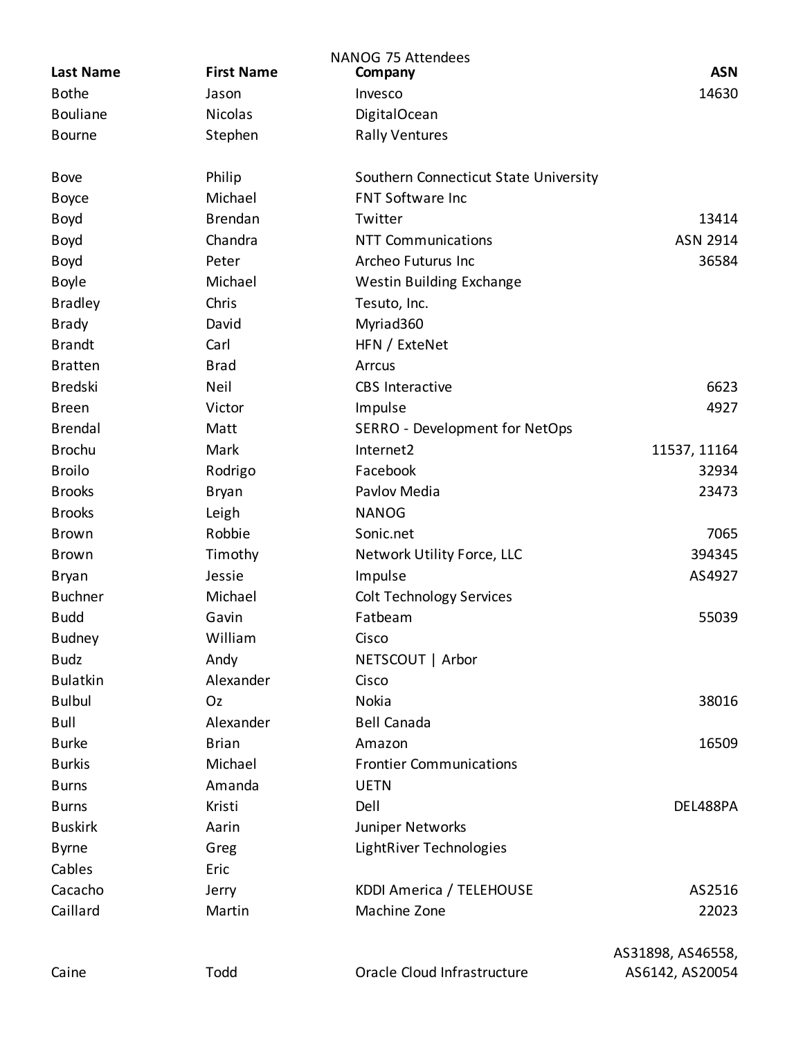NANOG 75 Attendees

| Last Name | First Name | Company | ASN |
| --- | --- | --- | --- |
| Bothe | Jason | Invesco | 14630 |
| Bouliane | Nicolas | DigitalOcean | |
| Bourne | Stephen | Rally Ventures | |
| Bove | Philip | Southern Connecticut State University | |
| Boyce | Michael | FNT Software Inc | |
| Boyd | Brendan | Twitter | 13414 |
| Boyd | Chandra | NTT Communications | ASN 2914 |
| Boyd | Peter | Archeo Futurus Inc | 36584 |
| Boyle | Michael | Westin Building Exchange | |
| Bradley | Chris | Tesuto, Inc. | |
| Brady | David | Myriad360 | |
| Brandt | Carl | HFN / ExteNet | |
| Bratten | Brad | Arrcus | |
| Bredski | Neil | CBS Interactive | 6623 |
| Breen | Victor | Impulse | 4927 |
| Brendal | Matt | SERRO - Development for NetOps | |
| Brochu | Mark | Internet2 | 11537, 11164 |
| Broilo | Rodrigo | Facebook | 32934 |
| Brooks | Bryan | Pavlov Media | 23473 |
| Brooks | Leigh | NANOG | |
| Brown | Robbie | Sonic.net | 7065 |
| Brown | Timothy | Network Utility Force, LLC | 394345 |
| Bryan | Jessie | Impulse | AS4927 |
| Buchner | Michael | Colt Technology Services | |
| Budd | Gavin | Fatbeam | 55039 |
| Budney | William | Cisco | |
| Budz | Andy | NETSCOUT \| Arbor | |
| Bulatkin | Alexander | Cisco | |
| Bulbul | Oz | Nokia | 38016 |
| Bull | Alexander | Bell Canada | |
| Burke | Brian | Amazon | 16509 |
| Burkis | Michael | Frontier Communications | |
| Burns | Amanda | UETN | |
| Burns | Kristi | Dell | DEL488PA |
| Buskirk | Aarin | Juniper Networks | |
| Byrne | Greg | LightRiver Technologies | |
| Cables | Eric | | |
| Cacacho | Jerry | KDDI America / TELEHOUSE | AS2516 |
| Caillard | Martin | Machine Zone | 22023 |
| Caine | Todd | Oracle Cloud Infrastructure | AS31898, AS46558, AS6142, AS20054 |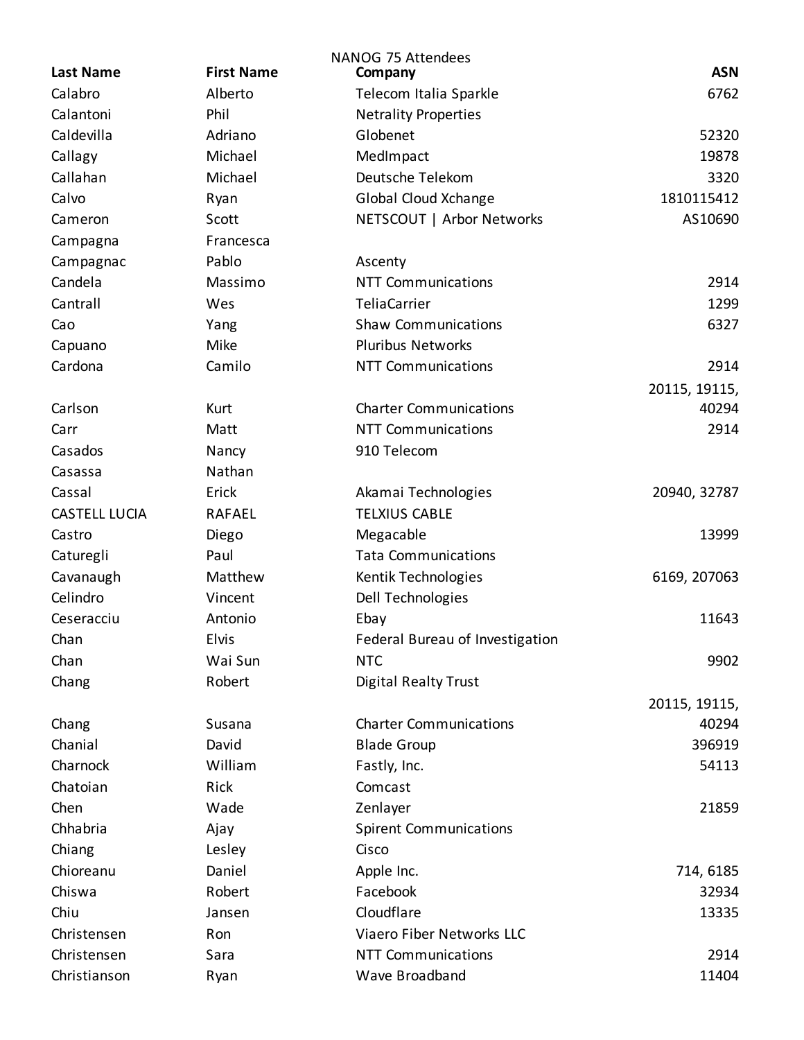NANOG 75 Attendees

| Last Name | First Name | Company | ASN |
|---|---|---|---|
| Calabro | Alberto | Telecom Italia Sparkle | 6762 |
| Calantoni | Phil | Netrality Properties | |
| Caldevilla | Adriano | Globenet | 52320 |
| Callagy | Michael | MedImpact | 19878 |
| Callahan | Michael | Deutsche Telekom | 3320 |
| Calvo | Ryan | Global Cloud Xchange | 1810115412 |
| Cameron | Scott | NETSCOUT \| Arbor Networks | AS10690 |
| Campagna | Francesca | | |
| Campagnac | Pablo | Ascenty | |
| Candela | Massimo | NTT Communications | 2914 |
| Cantrall | Wes | TeliaCarrier | 1299 |
| Cao | Yang | Shaw Communications | 6327 |
| Capuano | Mike | Pluribus Networks | |
| Cardona | Camilo | NTT Communications | 2914 |
| Carlson | Kurt | Charter Communications | 20115, 19115, 40294 |
| Carr | Matt | NTT Communications | 2914 |
| Casados | Nancy | 910 Telecom | |
| Casassa | Nathan | | |
| Cassal | Erick | Akamai Technologies | 20940, 32787 |
| CASTELL LUCIA | RAFAEL | TELXIUS CABLE | |
| Castro | Diego | Megacable | 13999 |
| Caturegli | Paul | Tata Communications | |
| Cavanaugh | Matthew | Kentik Technologies | 6169, 207063 |
| Celindro | Vincent | Dell Technologies | |
| Ceseracciu | Antonio | Ebay | 11643 |
| Chan | Elvis | Federal Bureau of Investigation | |
| Chan | Wai Sun | NTC | 9902 |
| Chang | Robert | Digital Realty Trust | |
| Chang | Susana | Charter Communications | 20115, 19115, 40294 |
| Chanial | David | Blade Group | 396919 |
| Charnock | William | Fastly, Inc. | 54113 |
| Chatoian | Rick | Comcast | |
| Chen | Wade | Zenlayer | 21859 |
| Chhabria | Ajay | Spirent Communications | |
| Chiang | Lesley | Cisco | |
| Chioreanu | Daniel | Apple Inc. | 714, 6185 |
| Chiswa | Robert | Facebook | 32934 |
| Chiu | Jansen | Cloudflare | 13335 |
| Christensen | Ron | Viaero Fiber Networks LLC | |
| Christensen | Sara | NTT Communications | 2914 |
| Christianson | Ryan | Wave Broadband | 11404 |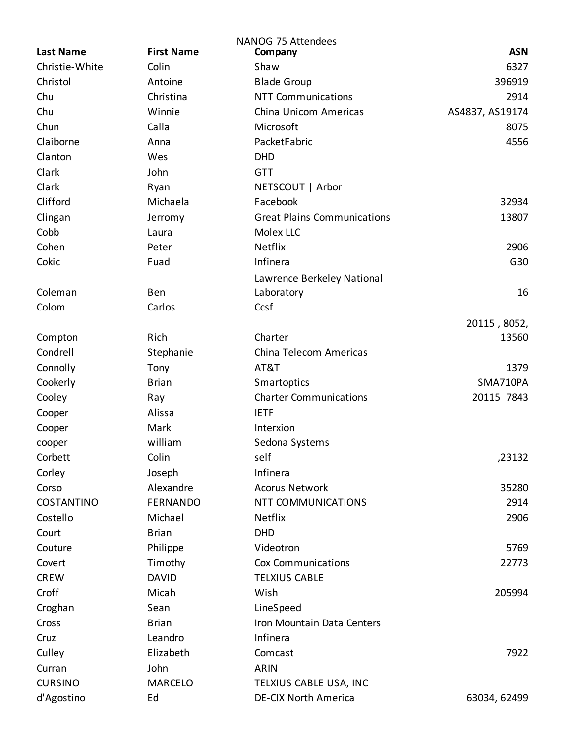NANOG 75 Attendees

| Last Name | First Name | Company | ASN |
|---|---|---|---|
| Christie-White | Colin | Shaw | 6327 |
| Christol | Antoine | Blade Group | 396919 |
| Chu | Christina | NTT Communications | 2914 |
| Chu | Winnie | China Unicom Americas | AS4837, AS19174 |
| Chun | Calla | Microsoft | 8075 |
| Claiborne | Anna | PacketFabric | 4556 |
| Clanton | Wes | DHD | |
| Clark | John | GTT | |
| Clark | Ryan | NETSCOUT \| Arbor | |
| Clifford | Michaela | Facebook | 32934 |
| Clingan | Jerromy | Great Plains Communications | 13807 |
| Cobb | Laura | Molex LLC | |
| Cohen | Peter | Netflix | 2906 |
| Cokic | Fuad | Infinera | G30 |
| Coleman | Ben | Lawrence Berkeley National Laboratory | 16 |
| Colom | Carlos | Ccsf | |
| Compton | Rich | Charter | 20115 , 8052, 13560 |
| Condrell | Stephanie | China Telecom Americas | |
| Connolly | Tony | AT&T | 1379 |
| Cookerly | Brian | Smartoptics | SMA710PA |
| Cooley | Ray | Charter Communications | 20115 7843 |
| Cooper | Alissa | IETF | |
| Cooper | Mark | Interxion | |
| cooper | william | Sedona Systems | |
| Corbett | Colin | self | ,23132 |
| Corley | Joseph | Infinera | |
| Corso | Alexandre | Acorus Network | 35280 |
| COSTANTINO | FERNANDO | NTT COMMUNICATIONS | 2914 |
| Costello | Michael | Netflix | 2906 |
| Court | Brian | DHD | |
| Couture | Philippe | Videotron | 5769 |
| Covert | Timothy | Cox Communications | 22773 |
| CREW | DAVID | TELXIUS CABLE | |
| Croff | Micah | Wish | 205994 |
| Croghan | Sean | LineSpeed | |
| Cross | Brian | Iron Mountain Data Centers | |
| Cruz | Leandro | Infinera | |
| Culley | Elizabeth | Comcast | 7922 |
| Curran | John | ARIN | |
| CURSINO | MARCELO | TELXIUS CABLE USA, INC | |
| d'Agostino | Ed | DE-CIX North America | 63034, 62499 |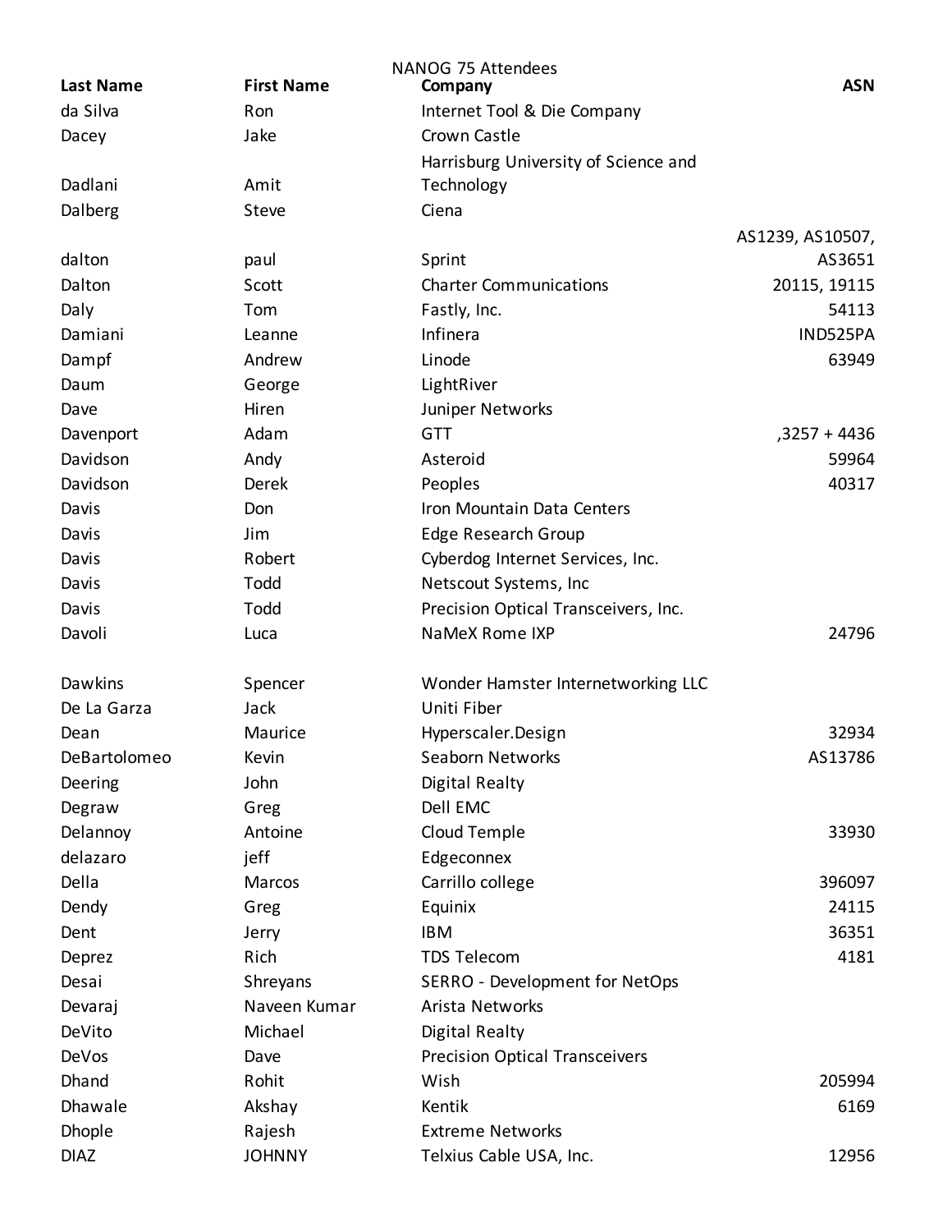NANOG 75 Attendees

| Last Name | First Name | Company | ASN |
|---|---|---|---|
| da Silva | Ron | Internet Tool & Die Company | |
| Dacey | Jake | Crown Castle | |
| Dadlani | Amit | Harrisburg University of Science and Technology | |
| Dalberg | Steve | Ciena | |
| dalton | paul | Sprint | AS1239, AS10507, AS3651 |
| Dalton | Scott | Charter Communications | 20115, 19115 |
| Daly | Tom | Fastly, Inc. | 54113 |
| Damiani | Leanne | Infinera | IND525PA |
| Dampf | Andrew | Linode | 63949 |
| Daum | George | LightRiver | |
| Dave | Hiren | Juniper Networks | |
| Davenport | Adam | GTT | ,3257 + 4436 |
| Davidson | Andy | Asteroid | 59964 |
| Davidson | Derek | Peoples | 40317 |
| Davis | Don | Iron Mountain Data Centers | |
| Davis | Jim | Edge Research Group | |
| Davis | Robert | Cyberdog Internet Services, Inc. | |
| Davis | Todd | Netscout Systems, Inc | |
| Davis | Todd | Precision Optical Transceivers, Inc. | |
| Davoli | Luca | NaMeX Rome IXP | 24796 |
| Dawkins | Spencer | Wonder Hamster Internetworking LLC | |
| De La Garza | Jack | Uniti Fiber | |
| Dean | Maurice | Hyperscaler.Design | 32934 |
| DeBartolomeo | Kevin | Seaborn Networks | AS13786 |
| Deering | John | Digital Realty | |
| Degraw | Greg | Dell EMC | |
| Delannoy | Antoine | Cloud Temple | 33930 |
| delazaro | jeff | Edgeconnex | |
| Della | Marcos | Carrillo college | 396097 |
| Dendy | Greg | Equinix | 24115 |
| Dent | Jerry | IBM | 36351 |
| Deprez | Rich | TDS Telecom | 4181 |
| Desai | Shreyans | SERRO - Development for NetOps | |
| Devaraj | Naveen Kumar | Arista Networks | |
| DeVito | Michael | Digital Realty | |
| DeVos | Dave | Precision Optical Transceivers | |
| Dhand | Rohit | Wish | 205994 |
| Dhawale | Akshay | Kentik | 6169 |
| Dhople | Rajesh | Extreme Networks | |
| DIAZ | JOHNNY | Telxius Cable USA, Inc. | 12956 |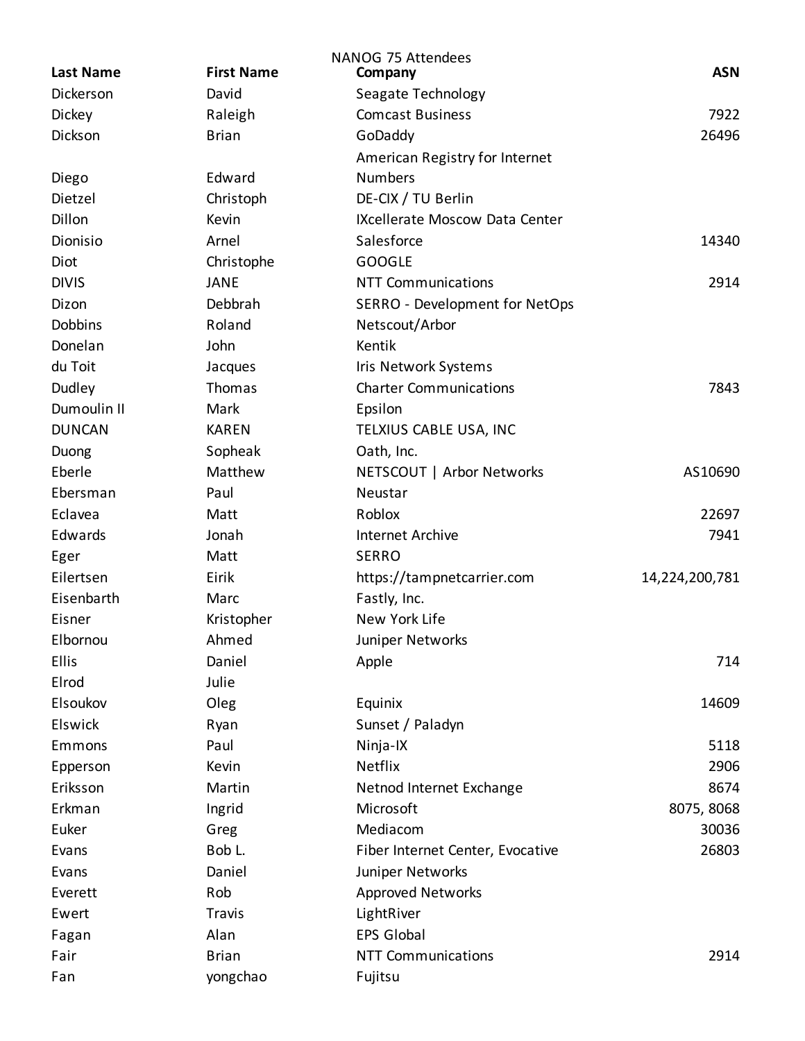NANOG 75 Attendees

| Last Name | First Name | Company | ASN |
| --- | --- | --- | --- |
| Dickerson | David | Seagate Technology | |
| Dickey | Raleigh | Comcast Business | 7922 |
| Dickson | Brian | GoDaddy | 26496 |
| Diego | Edward | American Registry for Internet Numbers | |
| Dietzel | Christoph | DE-CIX / TU Berlin | |
| Dillon | Kevin | IXcellerate Moscow Data Center | |
| Dionisio | Arnel | Salesforce | 14340 |
| Diot | Christophe | GOOGLE | |
| DIVIS | JANE | NTT Communications | 2914 |
| Dizon | Debbrah | SERRO - Development for NetOps | |
| Dobbins | Roland | Netscout/Arbor | |
| Donelan | John | Kentik | |
| du Toit | Jacques | Iris Network Systems | |
| Dudley | Thomas | Charter Communications | 7843 |
| Dumoulin II | Mark | Epsilon | |
| DUNCAN | KAREN | TELXIUS CABLE USA, INC | |
| Duong | Sopheak | Oath, Inc. | |
| Eberle | Matthew | NETSCOUT \| Arbor Networks | AS10690 |
| Ebersman | Paul | Neustar | |
| Eclavea | Matt | Roblox | 22697 |
| Edwards | Jonah | Internet Archive | 7941 |
| Eger | Matt | SERRO | |
| Eilertsen | Eirik | https://tampnetcarrier.com | 14,224,200,781 |
| Eisenbarth | Marc | Fastly, Inc. | |
| Eisner | Kristopher | New York Life | |
| Elbornou | Ahmed | Juniper Networks | |
| Ellis | Daniel | Apple | 714 |
| Elrod | Julie | | |
| Elsoukov | Oleg | Equinix | 14609 |
| Elswick | Ryan | Sunset / Paladyn | |
| Emmons | Paul | Ninja-IX | 5118 |
| Epperson | Kevin | Netflix | 2906 |
| Eriksson | Martin | Netnod Internet Exchange | 8674 |
| Erkman | Ingrid | Microsoft | 8075, 8068 |
| Euker | Greg | Mediacom | 30036 |
| Evans | Bob L. | Fiber Internet Center, Evocative | 26803 |
| Evans | Daniel | Juniper Networks | |
| Everett | Rob | Approved Networks | |
| Ewert | Travis | LightRiver | |
| Fagan | Alan | EPS Global | |
| Fair | Brian | NTT Communications | 2914 |
| Fan | yongchao | Fujitsu | |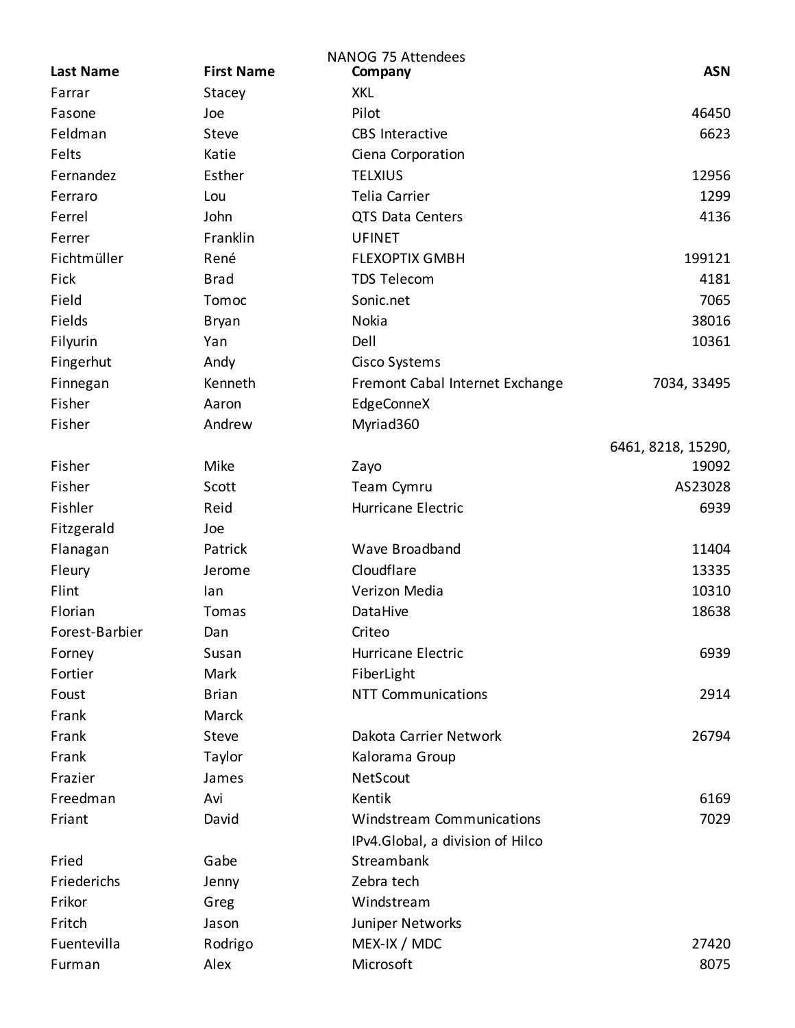NANOG 75 Attendees

| Last Name | First Name | Company | ASN |
|---|---|---|---|
| Farrar | Stacey | XKL | |
| Fasone | Joe | Pilot | 46450 |
| Feldman | Steve | CBS Interactive | 6623 |
| Felts | Katie | Ciena Corporation | |
| Fernandez | Esther | TELXIUS | 12956 |
| Ferraro | Lou | Telia Carrier | 1299 |
| Ferrel | John | QTS Data Centers | 4136 |
| Ferrer | Franklin | UFINET | |
| Fichtmüller | René | FLEXOPTIX GMBH | 199121 |
| Fick | Brad | TDS Telecom | 4181 |
| Field | Tomoc | Sonic.net | 7065 |
| Fields | Bryan | Nokia | 38016 |
| Filyurin | Yan | Dell | 10361 |
| Fingerhut | Andy | Cisco Systems | |
| Finnegan | Kenneth | Fremont Cabal Internet Exchange | 7034, 33495 |
| Fisher | Aaron | EdgeConneX | |
| Fisher | Andrew | Myriad360 | |
| Fisher | Mike | Zayo | 6461, 8218, 15290, 19092 |
| Fisher | Scott | Team Cymru | AS23028 |
| Fishler | Reid | Hurricane Electric | 6939 |
| Fitzgerald | Joe | | |
| Flanagan | Patrick | Wave Broadband | 11404 |
| Fleury | Jerome | Cloudflare | 13335 |
| Flint | Ian | Verizon Media | 10310 |
| Florian | Tomas | DataHive | 18638 |
| Forest-Barbier | Dan | Criteo | |
| Forney | Susan | Hurricane Electric | 6939 |
| Fortier | Mark | FiberLight | |
| Foust | Brian | NTT Communications | 2914 |
| Frank | Marck | | |
| Frank | Steve | Dakota Carrier Network | 26794 |
| Frank | Taylor | Kalorama Group | |
| Frazier | James | NetScout | |
| Freedman | Avi | Kentik | 6169 |
| Friant | David | Windstream Communications | 7029 |
| Fried | Gabe | IPv4.Global, a division of Hilco Streambank | |
| Friederichs | Jenny | Zebra tech | |
| Frikor | Greg | Windstream | |
| Fritch | Jason | Juniper Networks | |
| Fuentevilla | Rodrigo | MEX-IX / MDC | 27420 |
| Furman | Alex | Microsoft | 8075 |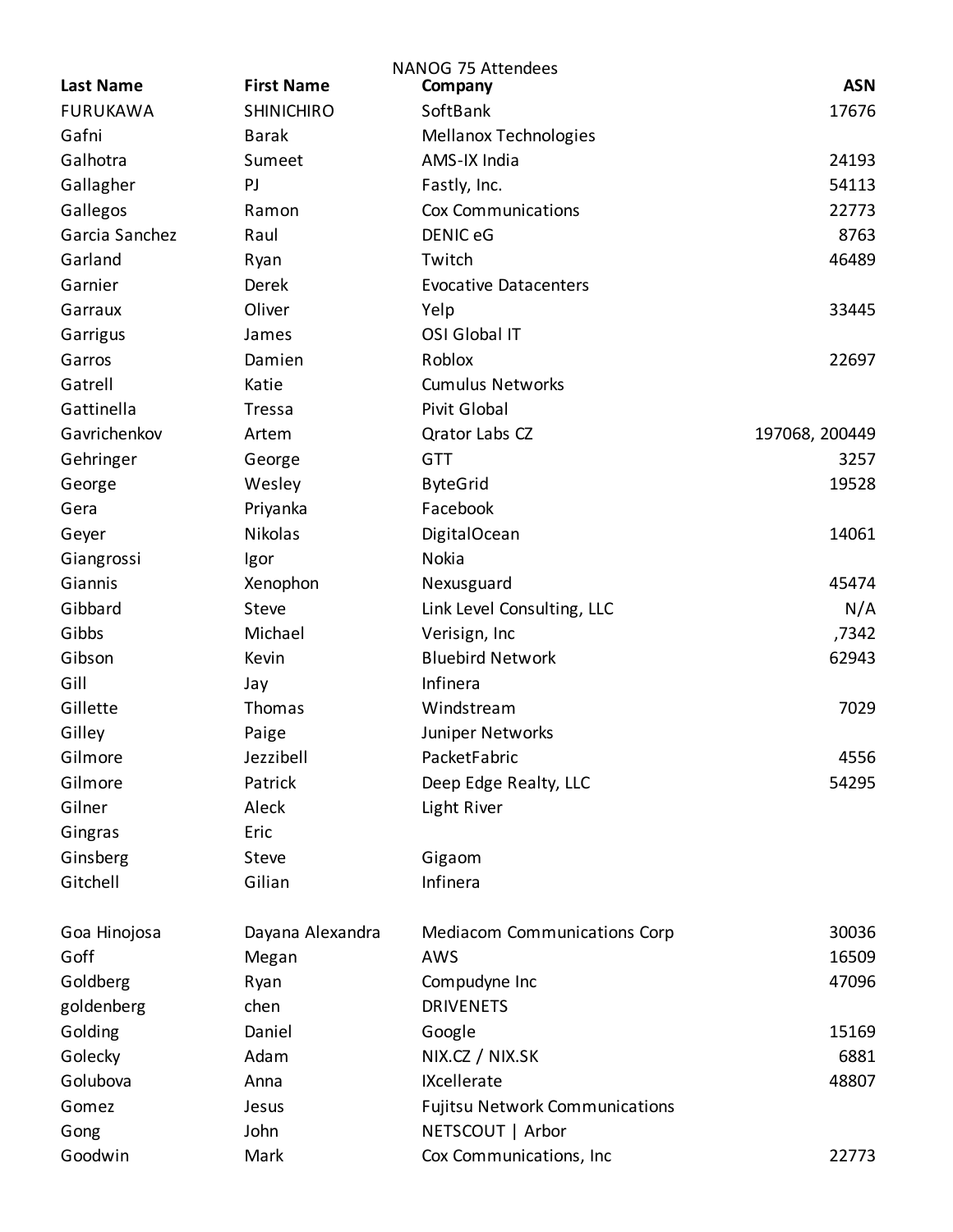NANOG 75 Attendees

| Last Name | First Name | Company | ASN |
|---|---|---|---|
| FURUKAWA | SHINICHIRO | SoftBank | 17676 |
| Gafni | Barak | Mellanox Technologies | |
| Galhotra | Sumeet | AMS-IX India | 24193 |
| Gallagher | PJ | Fastly, Inc. | 54113 |
| Gallegos | Ramon | Cox Communications | 22773 |
| Garcia Sanchez | Raul | DENIC eG | 8763 |
| Garland | Ryan | Twitch | 46489 |
| Garnier | Derek | Evocative Datacenters | |
| Garraux | Oliver | Yelp | 33445 |
| Garrigus | James | OSI Global IT | |
| Garros | Damien | Roblox | 22697 |
| Gatrell | Katie | Cumulus Networks | |
| Gattinella | Tressa | Pivit Global | |
| Gavrichenkov | Artem | Qrator Labs CZ | 197068, 200449 |
| Gehringer | George | GTT | 3257 |
| George | Wesley | ByteGrid | 19528 |
| Gera | Priyanka | Facebook | |
| Geyer | Nikolas | DigitalOcean | 14061 |
| Giangrossi | Igor | Nokia | |
| Giannis | Xenophon | Nexusguard | 45474 |
| Gibbard | Steve | Link Level Consulting, LLC | N/A |
| Gibbs | Michael | Verisign, Inc | ,7342 |
| Gibson | Kevin | Bluebird Network | 62943 |
| Gill | Jay | Infinera | |
| Gillette | Thomas | Windstream | 7029 |
| Gilley | Paige | Juniper Networks | |
| Gilmore | Jezzibell | PacketFabric | 4556 |
| Gilmore | Patrick | Deep Edge Realty, LLC | 54295 |
| Gilner | Aleck | Light River | |
| Gingras | Eric | | |
| Ginsberg | Steve | Gigaom | |
| Gitchell | Gilian | Infinera | |
| | | | |
| Goa Hinojosa | Dayana Alexandra | Mediacom Communications Corp | 30036 |
| Goff | Megan | AWS | 16509 |
| Goldberg | Ryan | Compudyne Inc | 47096 |
| goldenberg | chen | DRIVENETS | |
| Golding | Daniel | Google | 15169 |
| Golecky | Adam | NIX.CZ / NIX.SK | 6881 |
| Golubova | Anna | IXcellerate | 48807 |
| Gomez | Jesus | Fujitsu Network Communications | |
| Gong | John | NETSCOUT \| Arbor | |
| Goodwin | Mark | Cox Communications, Inc | 22773 |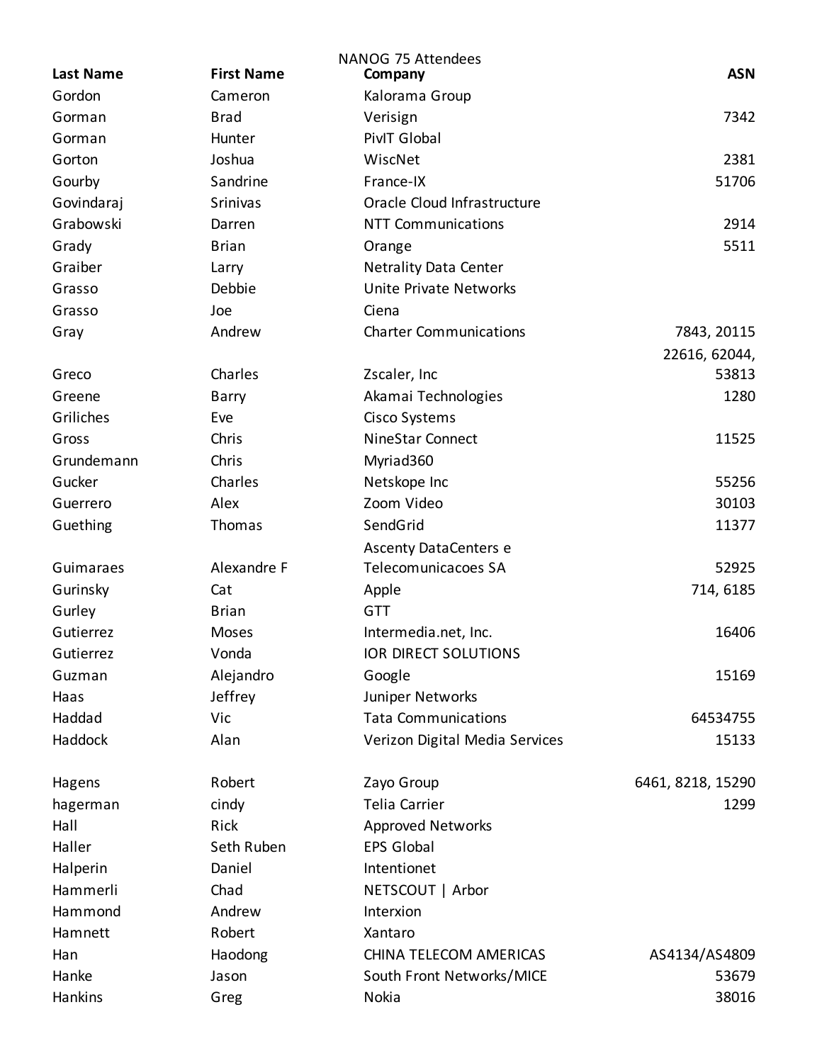NANOG 75 Attendees

| Last Name | First Name | Company | ASN |
| --- | --- | --- | --- |
| Gordon | Cameron | Kalorama Group | |
| Gorman | Brad | Verisign | 7342 |
| Gorman | Hunter | PivIT Global | |
| Gorton | Joshua | WiscNet | 2381 |
| Gourby | Sandrine | France-IX | 51706 |
| Govindaraj | Srinivas | Oracle Cloud Infrastructure | |
| Grabowski | Darren | NTT Communications | 2914 |
| Grady | Brian | Orange | 5511 |
| Graiber | Larry | Netrality Data Center | |
| Grasso | Debbie | Unite Private Networks | |
| Grasso | Joe | Ciena | |
| Gray | Andrew | Charter Communications | 7843, 20115 |
| Greco | Charles | Zscaler, Inc | 22616, 62044, 53813 |
| Greene | Barry | Akamai Technologies | 1280 |
| Griliches | Eve | Cisco Systems | |
| Gross | Chris | NineStar Connect | 11525 |
| Grundemann | Chris | Myriad360 | |
| Gucker | Charles | Netskope Inc | 55256 |
| Guerrero | Alex | Zoom Video | 30103 |
| Guething | Thomas | SendGrid | 11377 |
| Guimaraes | Alexandre F | Ascenty DataCenters e Telecomunicacoes SA | 52925 |
| Gurinsky | Cat | Apple | 714, 6185 |
| Gurley | Brian | GTT | |
| Gutierrez | Moses | Intermedia.net, Inc. | 16406 |
| Gutierrez | Vonda | IOR DIRECT SOLUTIONS | |
| Guzman | Alejandro | Google | 15169 |
| Haas | Jeffrey | Juniper Networks | |
| Haddad | Vic | Tata Communications | 64534755 |
| Haddock | Alan | Verizon Digital Media Services | 15133 |
| Hagens | Robert | Zayo Group | 6461, 8218, 15290 |
| hagerman | cindy | Telia Carrier | 1299 |
| Hall | Rick | Approved Networks | |
| Haller | Seth Ruben | EPS Global | |
| Halperin | Daniel | Intentionet | |
| Hammerli | Chad | NETSCOUT \| Arbor | |
| Hammond | Andrew | Interxion | |
| Hamnett | Robert | Xantaro | |
| Han | Haodong | CHINA TELECOM AMERICAS | AS4134/AS4809 |
| Hanke | Jason | South Front Networks/MICE | 53679 |
| Hankins | Greg | Nokia | 38016 |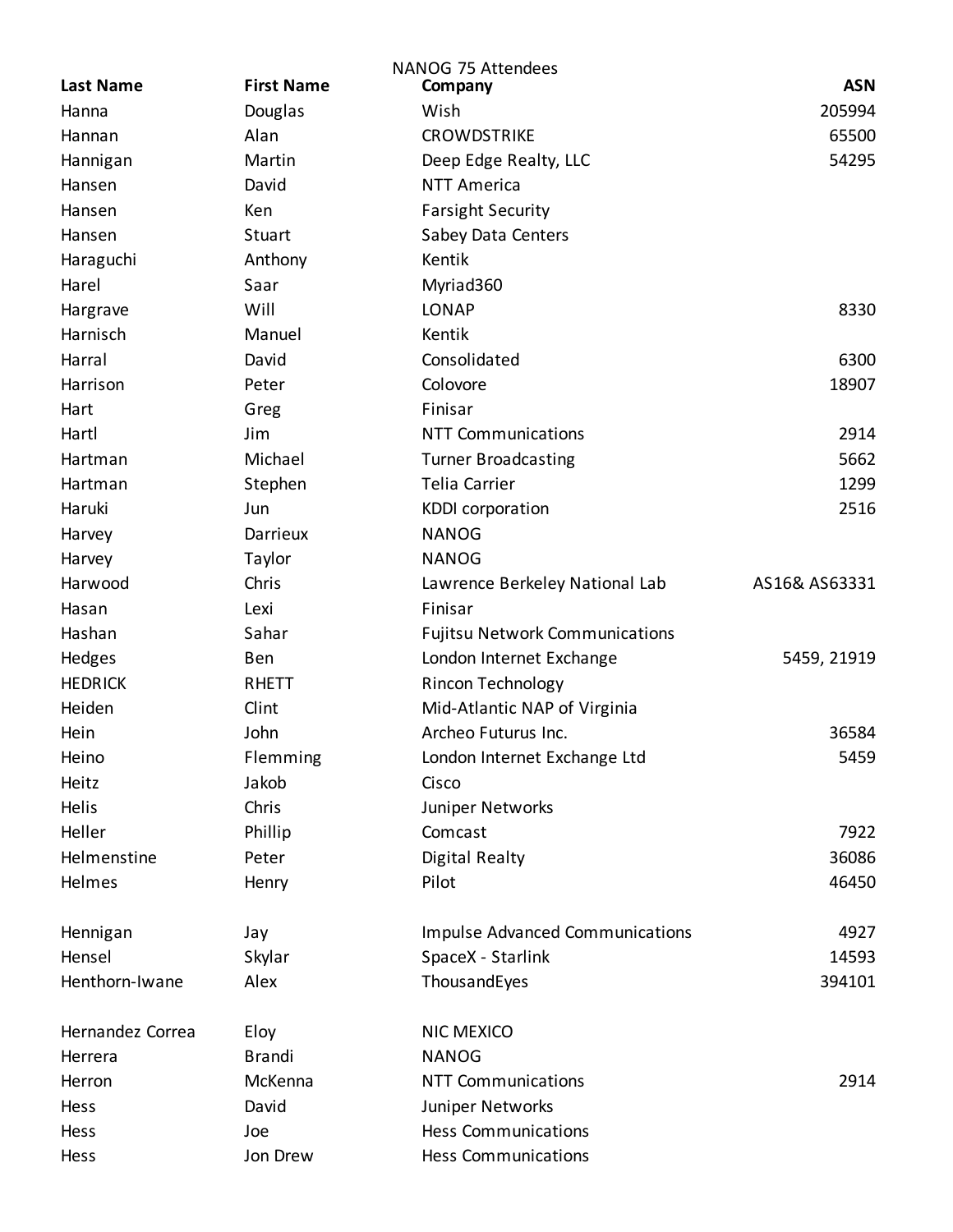NANOG 75 Attendees

| Last Name | First Name | Company | ASN |
|---|---|---|---|
| Hanna | Douglas | Wish | 205994 |
| Hannan | Alan | CROWDSTRIKE | 65500 |
| Hannigan | Martin | Deep Edge Realty, LLC | 54295 |
| Hansen | David | NTT America | |
| Hansen | Ken | Farsight Security | |
| Hansen | Stuart | Sabey Data Centers | |
| Haraguchi | Anthony | Kentik | |
| Harel | Saar | Myriad360 | |
| Hargrave | Will | LONAP | 8330 |
| Harnisch | Manuel | Kentik | |
| Harral | David | Consolidated | 6300 |
| Harrison | Peter | Colovore | 18907 |
| Hart | Greg | Finisar | |
| Hartl | Jim | NTT Communications | 2914 |
| Hartman | Michael | Turner Broadcasting | 5662 |
| Hartman | Stephen | Telia Carrier | 1299 |
| Haruki | Jun | KDDI corporation | 2516 |
| Harvey | Darrieux | NANOG | |
| Harvey | Taylor | NANOG | |
| Harwood | Chris | Lawrence Berkeley National Lab | AS16& AS63331 |
| Hasan | Lexi | Finisar | |
| Hashan | Sahar | Fujitsu Network Communications | |
| Hedges | Ben | London Internet Exchange | 5459, 21919 |
| HEDRICK | RHETT | Rincon Technology | |
| Heiden | Clint | Mid-Atlantic NAP of Virginia | |
| Hein | John | Archeo Futurus Inc. | 36584 |
| Heino | Flemming | London Internet Exchange Ltd | 5459 |
| Heitz | Jakob | Cisco | |
| Helis | Chris | Juniper Networks | |
| Heller | Phillip | Comcast | 7922 |
| Helmenstine | Peter | Digital Realty | 36086 |
| Helmes | Henry | Pilot | 46450 |
| Hennigan | Jay | Impulse Advanced Communications | 4927 |
| Hensel | Skylar | SpaceX - Starlink | 14593 |
| Henthorn-Iwane | Alex | ThousandEyes | 394101 |
| Hernandez Correa | Eloy | NIC MEXICO | |
| Herrera | Brandi | NANOG | |
| Herron | McKenna | NTT Communications | 2914 |
| Hess | David | Juniper Networks | |
| Hess | Joe | Hess Communications | |
| Hess | Jon Drew | Hess Communications | |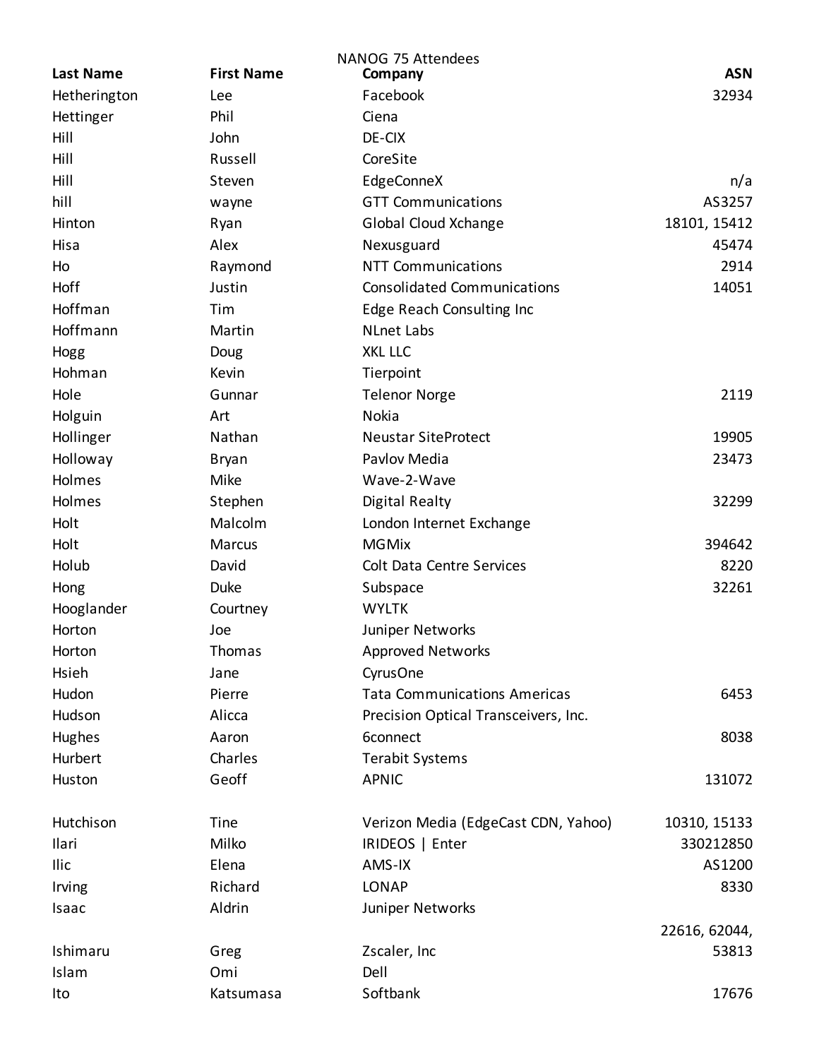NANOG 75 Attendees

| Last Name | First Name | Company | ASN |
| --- | --- | --- | --- |
| Hetherington | Lee | Facebook | 32934 |
| Hettinger | Phil | Ciena | |
| Hill | John | DE-CIX | |
| Hill | Russell | CoreSite | |
| Hill | Steven | EdgeConneX | n/a |
| hill | wayne | GTT Communications | AS3257 |
| Hinton | Ryan | Global Cloud Xchange | 18101, 15412 |
| Hisa | Alex | Nexusguard | 45474 |
| Ho | Raymond | NTT Communications | 2914 |
| Hoff | Justin | Consolidated Communications | 14051 |
| Hoffman | Tim | Edge Reach Consulting Inc | |
| Hoffmann | Martin | NLnet Labs | |
| Hogg | Doug | XKL LLC | |
| Hohman | Kevin | Tierpoint | |
| Hole | Gunnar | Telenor Norge | 2119 |
| Holguin | Art | Nokia | |
| Hollinger | Nathan | Neustar SiteProtect | 19905 |
| Holloway | Bryan | Pavlov Media | 23473 |
| Holmes | Mike | Wave-2-Wave | |
| Holmes | Stephen | Digital Realty | 32299 |
| Holt | Malcolm | London Internet Exchange | |
| Holt | Marcus | MGMix | 394642 |
| Holub | David | Colt Data Centre Services | 8220 |
| Hong | Duke | Subspace | 32261 |
| Hooglander | Courtney | WYLTK | |
| Horton | Joe | Juniper Networks | |
| Horton | Thomas | Approved Networks | |
| Hsieh | Jane | CyrusOne | |
| Hudon | Pierre | Tata Communications Americas | 6453 |
| Hudson | Alicca | Precision Optical Transceivers, Inc. | |
| Hughes | Aaron | 6connect | 8038 |
| Hurbert | Charles | Terabit Systems | |
| Huston | Geoff | APNIC | 131072 |
| Hutchison | Tine | Verizon Media (EdgeCast CDN, Yahoo) | 10310, 15133 |
| Ilari | Milko | IRIDEOS \| Enter | 330212850 |
| Ilic | Elena | AMS-IX | AS1200 |
| Irving | Richard | LONAP | 8330 |
| Isaac | Aldrin | Juniper Networks | |
| Ishimaru | Greg | Zscaler, Inc | 22616, 62044, 53813 |
| Islam | Omi | Dell | |
| Ito | Katsumasa | Softbank | 17676 |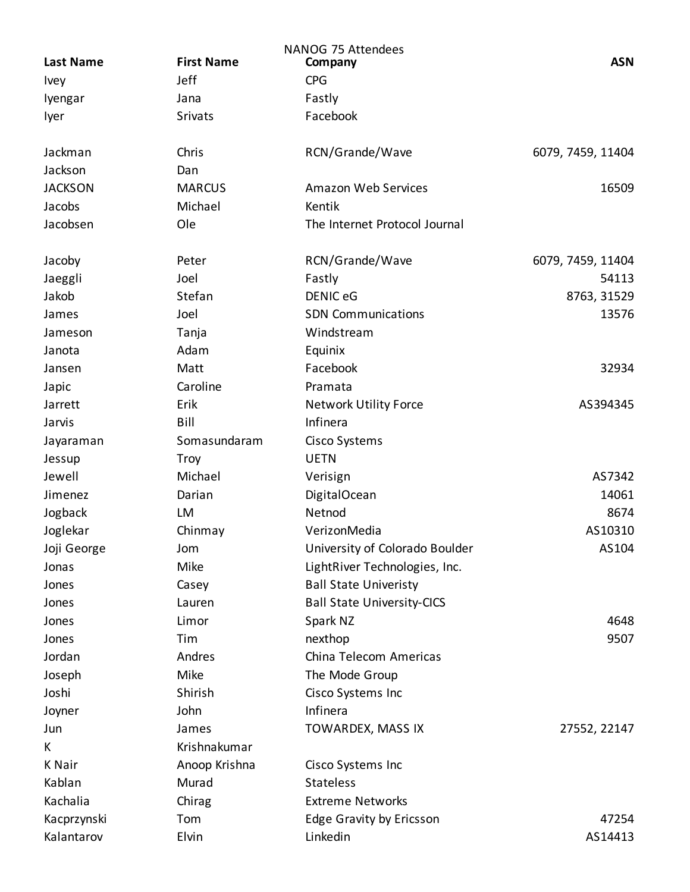NANOG 75 Attendees

| Last Name | First Name | Company | ASN |
| --- | --- | --- | --- |
| Ivey | Jeff | CPG | |
| Iyengar | Jana | Fastly | |
| Iyer | Srivats | Facebook | |
| Jackman | Chris | RCN/Grande/Wave | 6079, 7459, 11404 |
| Jackson | Dan | | |
| JACKSON | MARCUS | Amazon Web Services | 16509 |
| Jacobs | Michael | Kentik | |
| Jacobsen | Ole | The Internet Protocol Journal | |
| Jacoby | Peter | RCN/Grande/Wave | 6079, 7459, 11404 |
| Jaeggli | Joel | Fastly | 54113 |
| Jakob | Stefan | DENIC eG | 8763, 31529 |
| James | Joel | SDN Communications | 13576 |
| Jameson | Tanja | Windstream | |
| Janota | Adam | Equinix | |
| Jansen | Matt | Facebook | 32934 |
| Japic | Caroline | Pramata | |
| Jarrett | Erik | Network Utility Force | AS394345 |
| Jarvis | Bill | Infinera | |
| Jayaraman | Somasundaram | Cisco Systems | |
| Jessup | Troy | UETN | |
| Jewell | Michael | Verisign | AS7342 |
| Jimenez | Darian | DigitalOcean | 14061 |
| Jogback | LM | Netnod | 8674 |
| Joglekar | Chinmay | VerizonMedia | AS10310 |
| Joji George | Jom | University of Colorado Boulder | AS104 |
| Jonas | Mike | LightRiver Technologies, Inc. | |
| Jones | Casey | Ball State Univeristy | |
| Jones | Lauren | Ball State University-CICS | |
| Jones | Limor | Spark NZ | 4648 |
| Jones | Tim | nexthop | 9507 |
| Jordan | Andres | China Telecom Americas | |
| Joseph | Mike | The Mode Group | |
| Joshi | Shirish | Cisco Systems Inc | |
| Joyner | John | Infinera | |
| Jun | James | TOWARDEX, MASS IX | 27552, 22147 |
| K | Krishnakumar | | |
| K Nair | Anoop Krishna | Cisco Systems Inc | |
| Kablan | Murad | Stateless | |
| Kachalia | Chirag | Extreme Networks | |
| Kacprzynski | Tom | Edge Gravity by Ericsson | 47254 |
| Kalantarov | Elvin | Linkedin | AS14413 |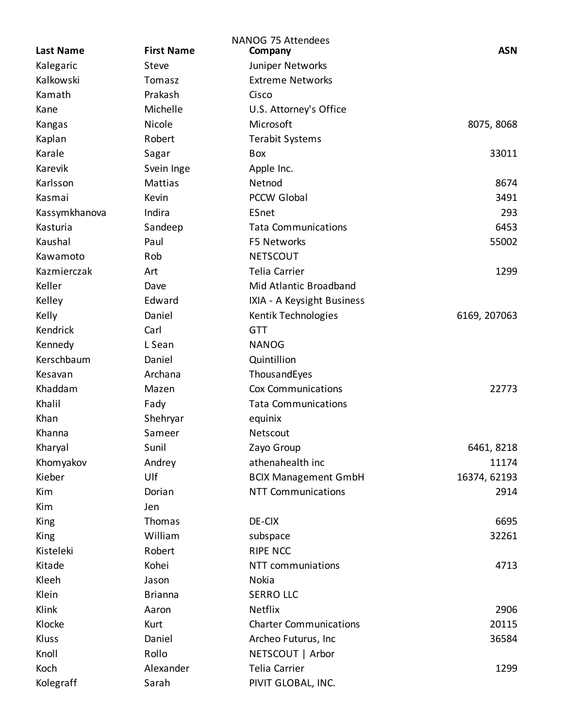NANOG 75 Attendees

| Last Name | First Name | Company | ASN |
|---|---|---|---|
| Kalegaric | Steve | Juniper Networks | |
| Kalkowski | Tomasz | Extreme Networks | |
| Kamath | Prakash | Cisco | |
| Kane | Michelle | U.S. Attorney's Office | |
| Kangas | Nicole | Microsoft | 8075, 8068 |
| Kaplan | Robert | Terabit Systems | |
| Karale | Sagar | Box | 33011 |
| Karevik | Svein Inge | Apple Inc. | |
| Karlsson | Mattias | Netnod | 8674 |
| Kasmai | Kevin | PCCW Global | 3491 |
| Kassymkhanova | Indira | ESnet | 293 |
| Kasturia | Sandeep | Tata Communications | 6453 |
| Kaushal | Paul | F5 Networks | 55002 |
| Kawamoto | Rob | NETSCOUT | |
| Kazmierczak | Art | Telia Carrier | 1299 |
| Keller | Dave | Mid Atlantic Broadband | |
| Kelley | Edward | IXIA - A Keysight Business | |
| Kelly | Daniel | Kentik Technologies | 6169, 207063 |
| Kendrick | Carl | GTT | |
| Kennedy | L Sean | NANOG | |
| Kerschbaum | Daniel | Quintillion | |
| Kesavan | Archana | ThousandEyes | |
| Khaddam | Mazen | Cox Communications | 22773 |
| Khalil | Fady | Tata Communications | |
| Khan | Shehryar | equinix | |
| Khanna | Sameer | Netscout | |
| Kharyal | Sunil | Zayo Group | 6461, 8218 |
| Khomyakov | Andrey | athenahealth inc | 11174 |
| Kieber | Ulf | BCIX Management GmbH | 16374, 62193 |
| Kim | Dorian | NTT Communications | 2914 |
| Kim | Jen | | |
| King | Thomas | DE-CIX | 6695 |
| King | William | subspace | 32261 |
| Kisteleki | Robert | RIPE NCC | |
| Kitade | Kohei | NTT communiations | 4713 |
| Kleeh | Jason | Nokia | |
| Klein | Brianna | SERRO LLC | |
| Klink | Aaron | Netflix | 2906 |
| Klocke | Kurt | Charter Communications | 20115 |
| Kluss | Daniel | Archeo Futurus, Inc | 36584 |
| Knoll | Rollo | NETSCOUT \| Arbor | |
| Koch | Alexander | Telia Carrier | 1299 |
| Kolegraff | Sarah | PIVIT GLOBAL, INC. | |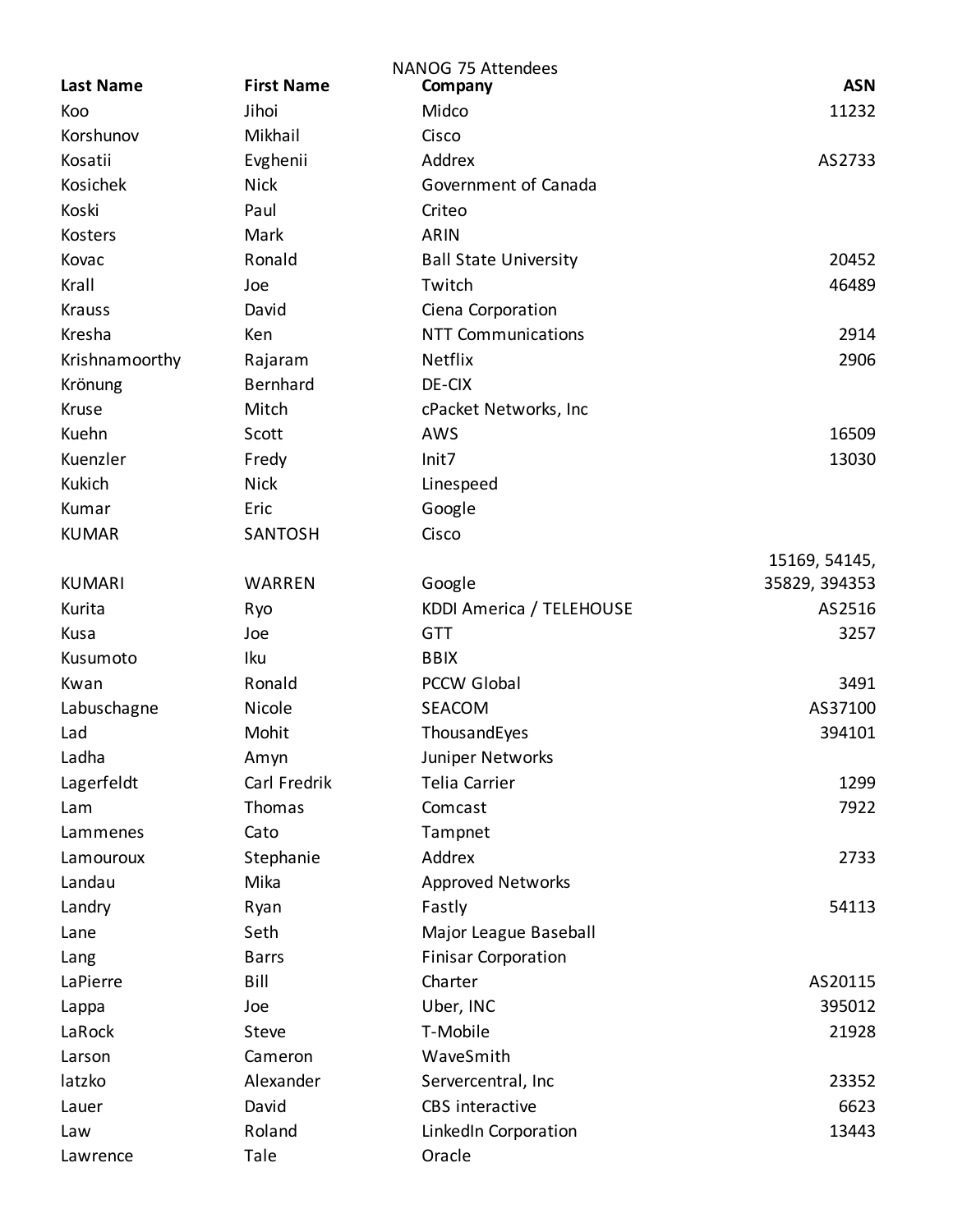NANOG 75 Attendees

| Last Name | First Name | Company | ASN |
|---|---|---|---|
| Koo | Jihoi | Midco | 11232 |
| Korshunov | Mikhail | Cisco | |
| Kosatii | Evghenii | Addrex | AS2733 |
| Kosichek | Nick | Government of Canada | |
| Koski | Paul | Criteo | |
| Kosters | Mark | ARIN | |
| Kovac | Ronald | Ball State University | 20452 |
| Krall | Joe | Twitch | 46489 |
| Krauss | David | Ciena Corporation | |
| Kresha | Ken | NTT Communications | 2914 |
| Krishnamoorthy | Rajaram | Netflix | 2906 |
| Krönung | Bernhard | DE-CIX | |
| Kruse | Mitch | cPacket Networks, Inc | |
| Kuehn | Scott | AWS | 16509 |
| Kuenzler | Fredy | Init7 | 13030 |
| Kukich | Nick | Linespeed | |
| Kumar | Eric | Google | |
| KUMAR | SANTOSH | Cisco | |
| KUMARI | WARREN | Google | 15169, 54145, 35829, 394353 |
| Kurita | Ryo | KDDI America / TELEHOUSE | AS2516 |
| Kusa | Joe | GTT | 3257 |
| Kusumoto | Iku | BBIX | |
| Kwan | Ronald | PCCW Global | 3491 |
| Labuschagne | Nicole | SEACOM | AS37100 |
| Lad | Mohit | ThousandEyes | 394101 |
| Ladha | Amyn | Juniper Networks | |
| Lagerfeldt | Carl Fredrik | Telia Carrier | 1299 |
| Lam | Thomas | Comcast | 7922 |
| Lammenes | Cato | Tampnet | |
| Lamouroux | Stephanie | Addrex | 2733 |
| Landau | Mika | Approved Networks | |
| Landry | Ryan | Fastly | 54113 |
| Lane | Seth | Major League Baseball | |
| Lang | Barrs | Finisar Corporation | |
| LaPierre | Bill | Charter | AS20115 |
| Lappa | Joe | Uber, INC | 395012 |
| LaRock | Steve | T-Mobile | 21928 |
| Larson | Cameron | WaveSmith | |
| latzko | Alexander | Servercentral, Inc | 23352 |
| Lauer | David | CBS interactive | 6623 |
| Law | Roland | LinkedIn Corporation | 13443 |
| Lawrence | Tale | Oracle | |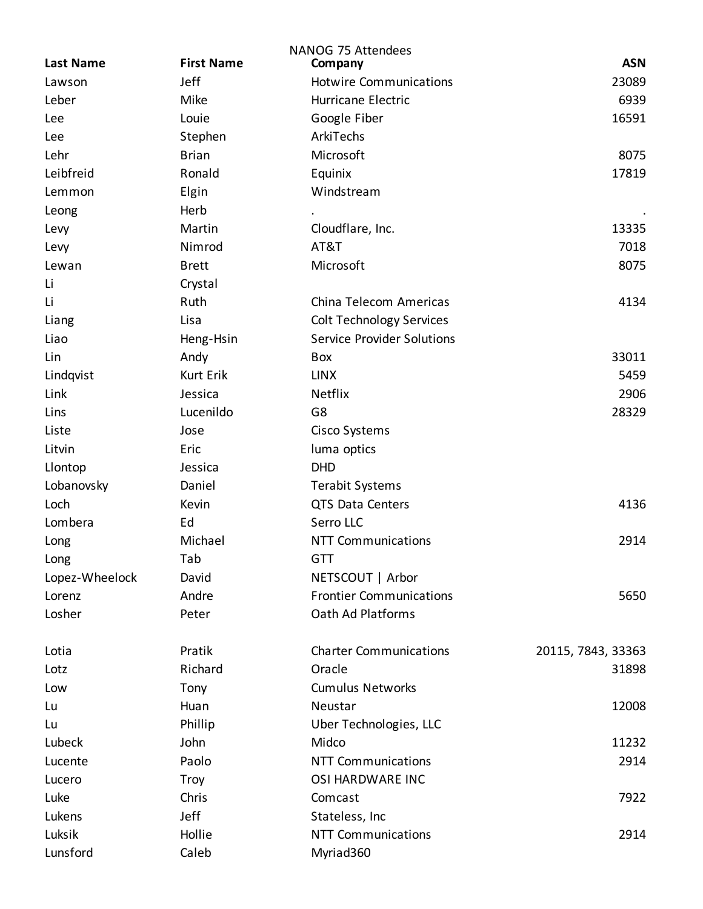NANOG 75 Attendees

| Last Name | First Name | Company | ASN |
|---|---|---|---|
| Lawson | Jeff | Hotwire Communications | 23089 |
| Leber | Mike | Hurricane Electric | 6939 |
| Lee | Louie | Google Fiber | 16591 |
| Lee | Stephen | ArkiTechs | |
| Lehr | Brian | Microsoft | 8075 |
| Leibfreid | Ronald | Equinix | 17819 |
| Lemmon | Elgin | Windstream | |
| Leong | Herb | . | . |
| Levy | Martin | Cloudflare, Inc. | 13335 |
| Levy | Nimrod | AT&T | 7018 |
| Lewan | Brett | Microsoft | 8075 |
| Li | Crystal | | |
| Li | Ruth | China Telecom Americas | 4134 |
| Liang | Lisa | Colt Technology Services | |
| Liao | Heng-Hsin | Service Provider Solutions | |
| Lin | Andy | Box | 33011 |
| Lindqvist | Kurt Erik | LINX | 5459 |
| Link | Jessica | Netflix | 2906 |
| Lins | Lucenildo | G8 | 28329 |
| Liste | Jose | Cisco Systems | |
| Litvin | Eric | luma optics | |
| Llontop | Jessica | DHD | |
| Lobanovsky | Daniel | Terabit Systems | |
| Loch | Kevin | QTS Data Centers | 4136 |
| Lombera | Ed | Serro LLC | |
| Long | Michael | NTT Communications | 2914 |
| Long | Tab | GTT | |
| Lopez-Wheelock | David | NETSCOUT \| Arbor | |
| Lorenz | Andre | Frontier Communications | 5650 |
| Losher | Peter | Oath Ad Platforms | |
| Lotia | Pratik | Charter Communications | 20115, 7843, 33363 |
| Lotz | Richard | Oracle | 31898 |
| Low | Tony | Cumulus Networks | |
| Lu | Huan | Neustar | 12008 |
| Lu | Phillip | Uber Technologies, LLC | |
| Lubeck | John | Midco | 11232 |
| Lucente | Paolo | NTT Communications | 2914 |
| Lucero | Troy | OSI HARDWARE INC | |
| Luke | Chris | Comcast | 7922 |
| Lukens | Jeff | Stateless, Inc | |
| Luksik | Hollie | NTT Communications | 2914 |
| Lunsford | Caleb | Myriad360 | |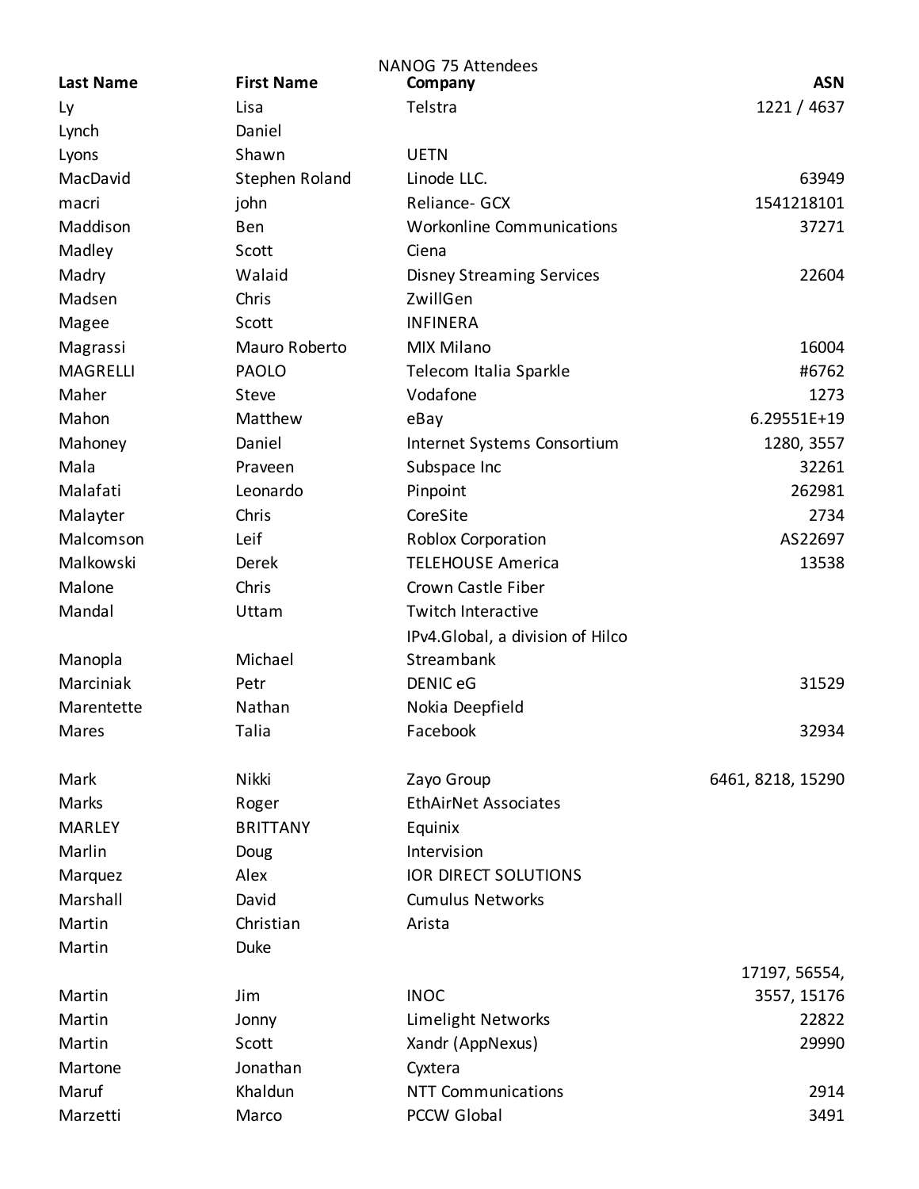NANOG 75 Attendees

| Last Name | First Name | Company | ASN |
|---|---|---|---|
| Ly | Lisa | Telstra | 1221 / 4637 |
| Lynch | Daniel | | |
| Lyons | Shawn | UETN | |
| MacDavid | Stephen Roland | Linode LLC. | 63949 |
| macri | john | Reliance- GCX | 1541218101 |
| Maddison | Ben | Workonline Communications | 37271 |
| Madley | Scott | Ciena | |
| Madry | Walaid | Disney Streaming Services | 22604 |
| Madsen | Chris | ZwillGen | |
| Magee | Scott | INFINERA | |
| Magrassi | Mauro Roberto | MIX Milano | 16004 |
| MAGRELLI | PAOLO | Telecom Italia Sparkle | #6762 |
| Maher | Steve | Vodafone | 1273 |
| Mahon | Matthew | eBay | 6.29551E+19 |
| Mahoney | Daniel | Internet Systems Consortium | 1280, 3557 |
| Mala | Praveen | Subspace Inc | 32261 |
| Malafati | Leonardo | Pinpoint | 262981 |
| Malayter | Chris | CoreSite | 2734 |
| Malcomson | Leif | Roblox Corporation | AS22697 |
| Malkowski | Derek | TELEHOUSE America | 13538 |
| Malone | Chris | Crown Castle Fiber | |
| Mandal | Uttam | Twitch Interactive | |
| Manopla | Michael | IPv4.Global, a division of Hilco Streambank | |
| Marciniak | Petr | DENIC eG | 31529 |
| Marentette | Nathan | Nokia Deepfield | |
| Mares | Talia | Facebook | 32934 |
| Mark | Nikki | Zayo Group | 6461, 8218, 15290 |
| Marks | Roger | EthAirNet Associates | |
| MARLEY | BRITTANY | Equinix | |
| Marlin | Doug | Intervision | |
| Marquez | Alex | IOR DIRECT SOLUTIONS | |
| Marshall | David | Cumulus Networks | |
| Martin | Christian | Arista | |
| Martin | Duke | | |
| Martin | Jim | INOC | 17197, 56554, 3557, 15176 |
| Martin | Jonny | Limelight Networks | 22822 |
| Martin | Scott | Xandr (AppNexus) | 29990 |
| Martone | Jonathan | Cyxtera | |
| Maruf | Khaldun | NTT Communications | 2914 |
| Marzetti | Marco | PCCW Global | 3491 |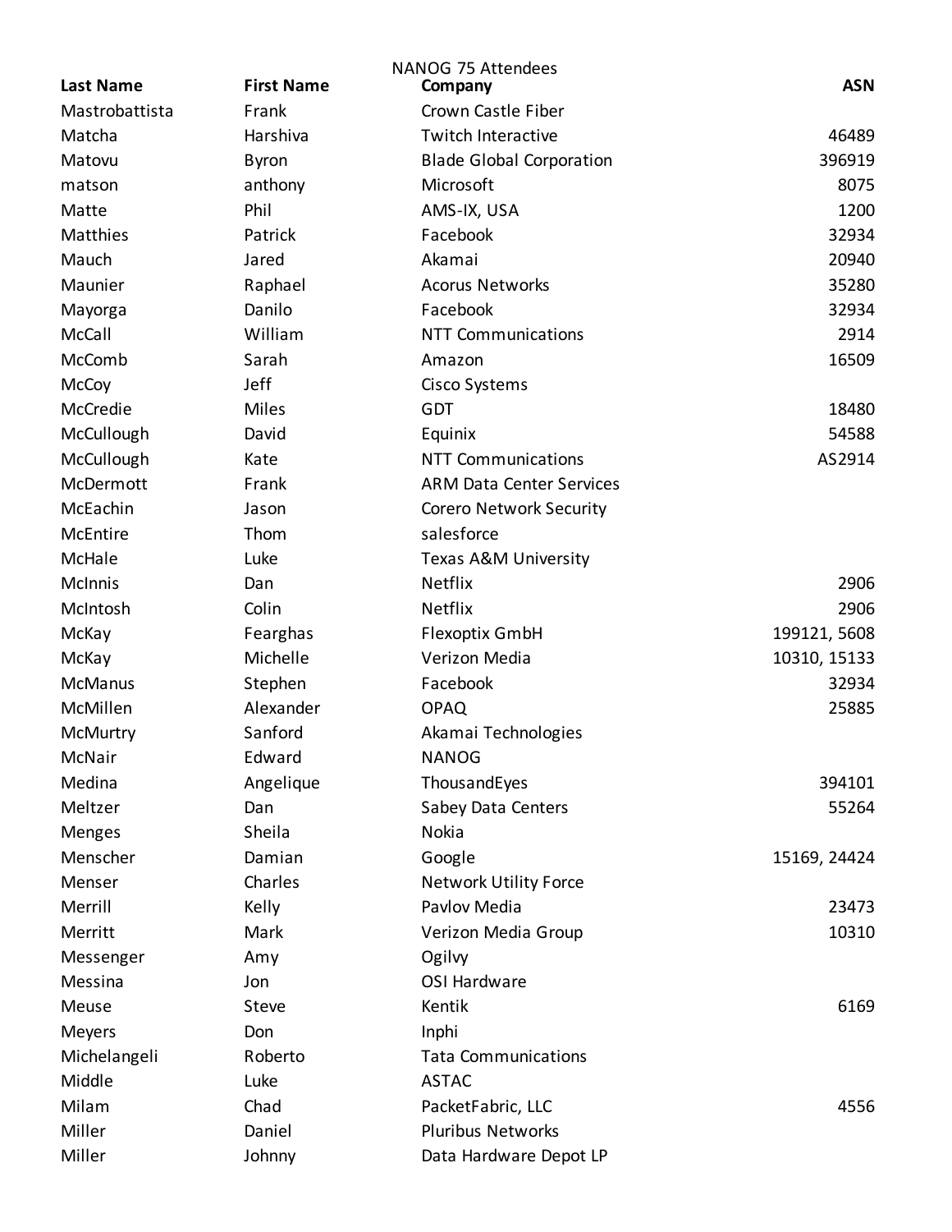NANOG 75 Attendees

| Last Name | First Name | Company | ASN |
|---|---|---|---|
| Mastrobattista | Frank | Crown Castle Fiber | |
| Matcha | Harshiva | Twitch Interactive | 46489 |
| Matovu | Byron | Blade Global Corporation | 396919 |
| matson | anthony | Microsoft | 8075 |
| Matte | Phil | AMS-IX, USA | 1200 |
| Matthies | Patrick | Facebook | 32934 |
| Mauch | Jared | Akamai | 20940 |
| Maunier | Raphael | Acorus Networks | 35280 |
| Mayorga | Danilo | Facebook | 32934 |
| McCall | William | NTT Communications | 2914 |
| McComb | Sarah | Amazon | 16509 |
| McCoy | Jeff | Cisco Systems | |
| McCredie | Miles | GDT | 18480 |
| McCullough | David | Equinix | 54588 |
| McCullough | Kate | NTT Communications | AS2914 |
| McDermott | Frank | ARM Data Center Services | |
| McEachin | Jason | Corero Network Security | |
| McEntire | Thom | salesforce | |
| McHale | Luke | Texas A&M University | |
| McInnis | Dan | Netflix | 2906 |
| McIntosh | Colin | Netflix | 2906 |
| McKay | Fearghas | Flexoptix GmbH | 199121, 5608 |
| McKay | Michelle | Verizon Media | 10310, 15133 |
| McManus | Stephen | Facebook | 32934 |
| McMillen | Alexander | OPAQ | 25885 |
| McMurtry | Sanford | Akamai Technologies | |
| McNair | Edward | NANOG | |
| Medina | Angelique | ThousandEyes | 394101 |
| Meltzer | Dan | Sabey Data Centers | 55264 |
| Menges | Sheila | Nokia | |
| Menscher | Damian | Google | 15169, 24424 |
| Menser | Charles | Network Utility Force | |
| Merrill | Kelly | Pavlov Media | 23473 |
| Merritt | Mark | Verizon Media Group | 10310 |
| Messenger | Amy | Ogilvy | |
| Messina | Jon | OSI Hardware | |
| Meuse | Steve | Kentik | 6169 |
| Meyers | Don | Inphi | |
| Michelangeli | Roberto | Tata Communications | |
| Middle | Luke | ASTAC | |
| Milam | Chad | PacketFabric, LLC | 4556 |
| Miller | Daniel | Pluribus Networks | |
| Miller | Johnny | Data Hardware Depot LP | |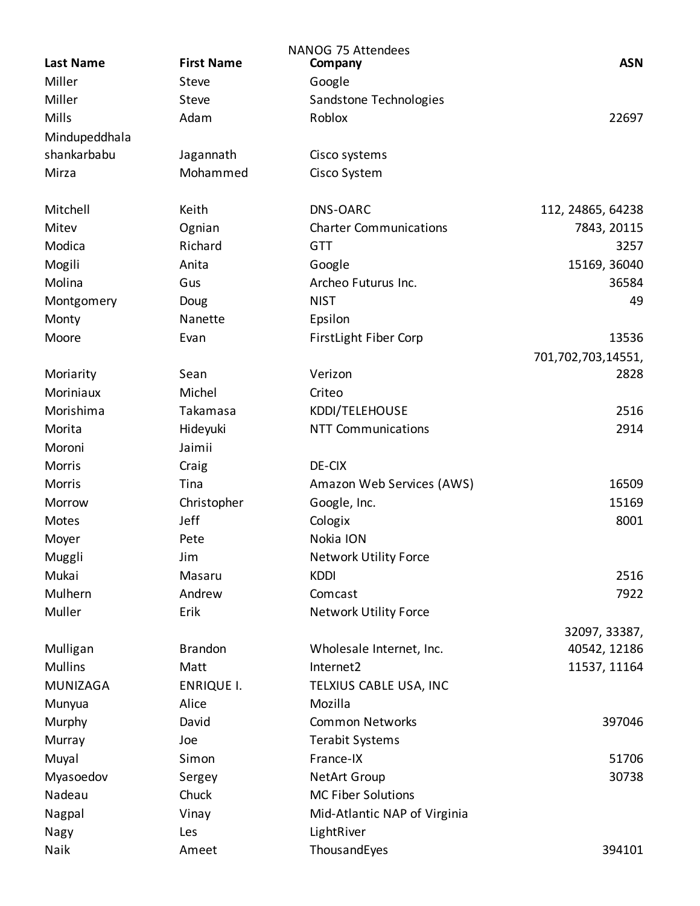NANOG 75 Attendees

| Last Name | First Name | Company | ASN |
|---|---|---|---|
| Miller | Steve | Google | |
| Miller | Steve | Sandstone Technologies | |
| Mills | Adam | Roblox | 22697 |
| Mindupeddhala shankarbabu | Jagannath | Cisco systems | |
| Mirza | Mohammed | Cisco System | |
| Mitchell | Keith | DNS-OARC | 112, 24865, 64238 |
| Mitev | Ognian | Charter Communications | 7843, 20115 |
| Modica | Richard | GTT | 3257 |
| Mogili | Anita | Google | 15169, 36040 |
| Molina | Gus | Archeo Futurus Inc. | 36584 |
| Montgomery | Doug | NIST | 49 |
| Monty | Nanette | Epsilon | |
| Moore | Evan | FirstLight Fiber Corp | 13536 |
| Moriarity | Sean | Verizon | 701,702,703,14551, 2828 |
| Moriniaux | Michel | Criteo | |
| Morishima | Takamasa | KDDI/TELEHOUSE | 2516 |
| Morita | Hideyuki | NTT Communications | 2914 |
| Moroni | Jaimii | | |
| Morris | Craig | DE-CIX | |
| Morris | Tina | Amazon Web Services (AWS) | 16509 |
| Morrow | Christopher | Google, Inc. | 15169 |
| Motes | Jeff | Cologix | 8001 |
| Moyer | Pete | Nokia ION | |
| Muggli | Jim | Network Utility Force | |
| Mukai | Masaru | KDDI | 2516 |
| Mulhern | Andrew | Comcast | 7922 |
| Muller | Erik | Network Utility Force | |
| Mulligan | Brandon | Wholesale Internet, Inc. | 32097, 33387, 40542, 12186 |
| Mullins | Matt | Internet2 | 11537, 11164 |
| MUNIZAGA | ENRIQUE I. | TELXIUS CABLE USA, INC | |
| Munyua | Alice | Mozilla | |
| Murphy | David | Common Networks | 397046 |
| Murray | Joe | Terabit Systems | |
| Muyal | Simon | France-IX | 51706 |
| Myasoedov | Sergey | NetArt Group | 30738 |
| Nadeau | Chuck | MC Fiber Solutions | |
| Nagpal | Vinay | Mid-Atlantic NAP of Virginia | |
| Nagy | Les | LightRiver | |
| Naik | Ameet | ThousandEyes | 394101 |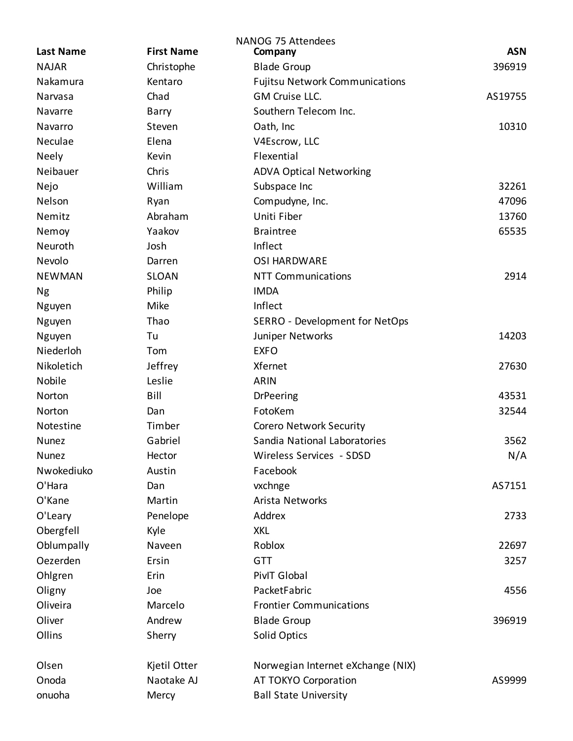NANOG 75 Attendees

| Last Name | First Name | Company | ASN |
|---|---|---|---|
| NAJAR | Christophe | Blade Group | 396919 |
| Nakamura | Kentaro | Fujitsu Network Communications | |
| Narvasa | Chad | GM Cruise LLC. | AS19755 |
| Navarre | Barry | Southern Telecom Inc. | |
| Navarro | Steven | Oath, Inc | 10310 |
| Neculae | Elena | V4Escrow, LLC | |
| Neely | Kevin | Flexential | |
| Neibauer | Chris | ADVA Optical Networking | |
| Nejo | William | Subspace Inc | 32261 |
| Nelson | Ryan | Compudyne, Inc. | 47096 |
| Nemitz | Abraham | Uniti Fiber | 13760 |
| Nemoy | Yaakov | Braintree | 65535 |
| Neuroth | Josh | Inflect | |
| Nevolo | Darren | OSI HARDWARE | |
| NEWMAN | SLOAN | NTT Communications | 2914 |
| Ng | Philip | IMDA | |
| Nguyen | Mike | Inflect | |
| Nguyen | Thao | SERRO - Development for NetOps | |
| Nguyen | Tu | Juniper Networks | 14203 |
| Niederloh | Tom | EXFO | |
| Nikoletich | Jeffrey | Xfernet | 27630 |
| Nobile | Leslie | ARIN | |
| Norton | Bill | DrPeering | 43531 |
| Norton | Dan | FotoKem | 32544 |
| Notestine | Timber | Corero Network Security | |
| Nunez | Gabriel | Sandia National Laboratories | 3562 |
| Nunez | Hector | Wireless Services - SDSD | N/A |
| Nwokediuko | Austin | Facebook | |
| O'Hara | Dan | vxchnge | AS7151 |
| O'Kane | Martin | Arista Networks | |
| O'Leary | Penelope | Addrex | 2733 |
| Obergfell | Kyle | XKL | |
| Oblumpally | Naveen | Roblox | 22697 |
| Oezerden | Ersin | GTT | 3257 |
| Ohlgren | Erin | PivIT Global | |
| Oligny | Joe | PacketFabric | 4556 |
| Oliveira | Marcelo | Frontier Communications | |
| Oliver | Andrew | Blade Group | 396919 |
| Ollins | Sherry | Solid Optics | |
| Olsen | Kjetil Otter | Norwegian Internet eXchange (NIX) | |
| Onoda | Naotake AJ | AT TOKYO Corporation | AS9999 |
| onuoha | Mercy | Ball State University | |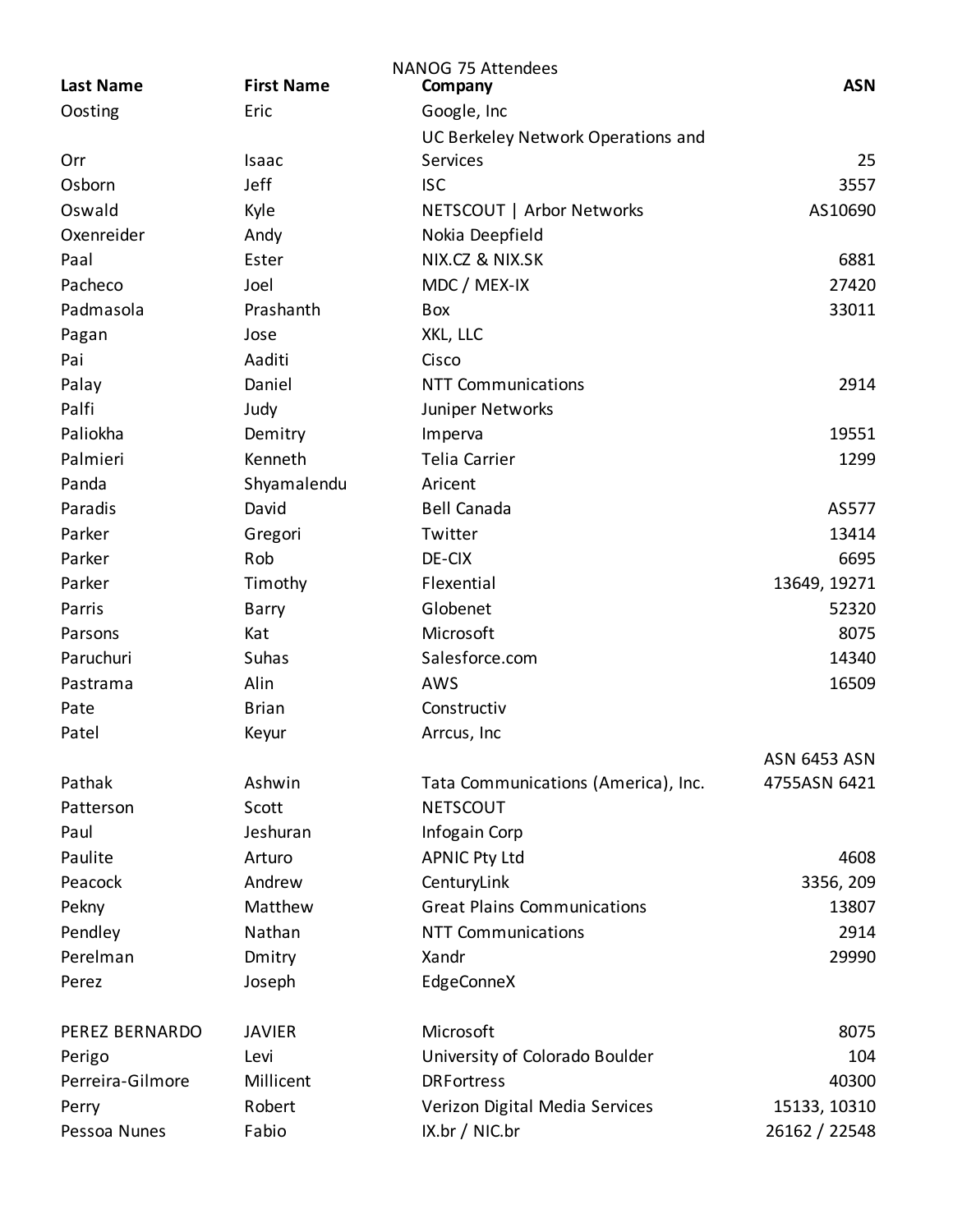NANOG 75 Attendees

| Last Name | First Name | Company | ASN |
| --- | --- | --- | --- |
| Oosting | Eric | Google, Inc | |
| Orr | Isaac | UC Berkeley Network Operations and Services | 25 |
| Osborn | Jeff | ISC | 3557 |
| Oswald | Kyle | NETSCOUT \| Arbor Networks | AS10690 |
| Oxenreider | Andy | Nokia Deepfield | |
| Paal | Ester | NIX.CZ & NIX.SK | 6881 |
| Pacheco | Joel | MDC / MEX-IX | 27420 |
| Padmasola | Prashanth | Box | 33011 |
| Pagan | Jose | XKL, LLC | |
| Pai | Aaditi | Cisco | |
| Palay | Daniel | NTT Communications | 2914 |
| Palfi | Judy | Juniper Networks | |
| Paliokha | Demitry | Imperva | 19551 |
| Palmieri | Kenneth | Telia Carrier | 1299 |
| Panda | Shyamalendu | Aricent | |
| Paradis | David | Bell Canada | AS577 |
| Parker | Gregori | Twitter | 13414 |
| Parker | Rob | DE-CIX | 6695 |
| Parker | Timothy | Flexential | 13649, 19271 |
| Parris | Barry | Globenet | 52320 |
| Parsons | Kat | Microsoft | 8075 |
| Paruchuri | Suhas | Salesforce.com | 14340 |
| Pastrama | Alin | AWS | 16509 |
| Pate | Brian | Constructiv | |
| Patel | Keyur | Arrcus, Inc | |
| Pathak | Ashwin | Tata Communications (America), Inc. | ASN 6453 ASN 4755ASN 6421 |
| Patterson | Scott | NETSCOUT | |
| Paul | Jeshuran | Infogain Corp | |
| Paulite | Arturo | APNIC Pty Ltd | 4608 |
| Peacock | Andrew | CenturyLink | 3356, 209 |
| Pekny | Matthew | Great Plains Communications | 13807 |
| Pendley | Nathan | NTT Communications | 2914 |
| Perelman | Dmitry | Xandr | 29990 |
| Perez | Joseph | EdgeConneX | |
| PEREZ BERNARDO | JAVIER | Microsoft | 8075 |
| Perigo | Levi | University of Colorado Boulder | 104 |
| Perreira-Gilmore | Millicent | DRFortress | 40300 |
| Perry | Robert | Verizon Digital Media Services | 15133, 10310 |
| Pessoa Nunes | Fabio | IX.br / NIC.br | 26162 / 22548 |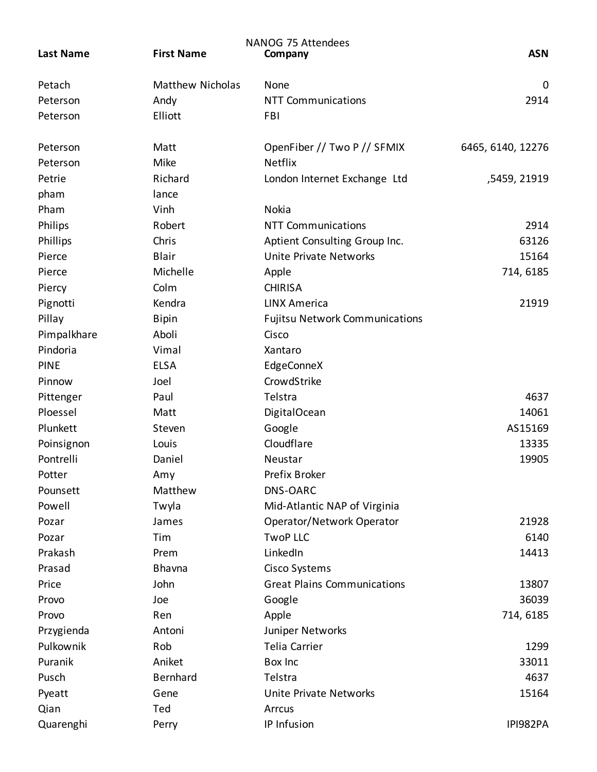NANOG 75 Attendees

| Last Name | First Name | Company | ASN |
|---|---|---|---|
| Petach | Matthew Nicholas | None | 0 |
| Peterson | Andy | NTT Communications | 2914 |
| Peterson | Elliott | FBI | |
| Peterson | Matt | OpenFiber // Two P // SFMIX | 6465, 6140, 12276 |
| Peterson | Mike | Netflix | |
| Petrie | Richard | London Internet Exchange  Ltd | ,5459, 21919 |
| pham | lance | | |
| Pham | Vinh | Nokia | |
| Philips | Robert | NTT Communications | 2914 |
| Phillips | Chris | Aptient Consulting Group Inc. | 63126 |
| Pierce | Blair | Unite Private Networks | 15164 |
| Pierce | Michelle | Apple | 714, 6185 |
| Piercy | Colm | CHIRISA | |
| Pignotti | Kendra | LINX America | 21919 |
| Pillay | Bipin | Fujitsu Network Communications | |
| Pimpalkhare | Aboli | Cisco | |
| Pindoria | Vimal | Xantaro | |
| PINE | ELSA | EdgeConneX | |
| Pinnow | Joel | CrowdStrike | |
| Pittenger | Paul | Telstra | 4637 |
| Ploessel | Matt | DigitalOcean | 14061 |
| Plunkett | Steven | Google | AS15169 |
| Poinsignon | Louis | Cloudflare | 13335 |
| Pontrelli | Daniel | Neustar | 19905 |
| Potter | Amy | Prefix Broker | |
| Pounsett | Matthew | DNS-OARC | |
| Powell | Twyla | Mid-Atlantic NAP of Virginia | |
| Pozar | James | Operator/Network Operator | 21928 |
| Pozar | Tim | TwoP LLC | 6140 |
| Prakash | Prem | LinkedIn | 14413 |
| Prasad | Bhavna | Cisco Systems | |
| Price | John | Great Plains Communications | 13807 |
| Provo | Joe | Google | 36039 |
| Provo | Ren | Apple | 714, 6185 |
| Przygienda | Antoni | Juniper Networks | |
| Pulkownik | Rob | Telia Carrier | 1299 |
| Puranik | Aniket | Box Inc | 33011 |
| Pusch | Bernhard | Telstra | 4637 |
| Pyeatt | Gene | Unite Private Networks | 15164 |
| Qian | Ted | Arrcus | |
| Quarenghi | Perry | IP Infusion | IPI982PA |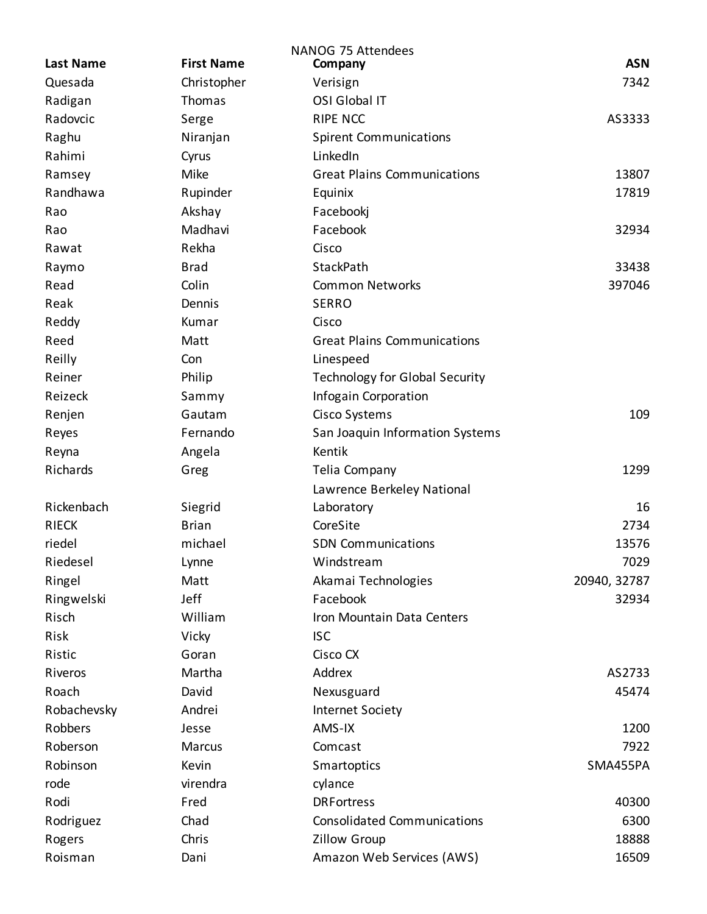NANOG 75 Attendees

| Last Name | First Name | Company | ASN |
|---|---|---|---|
| Quesada | Christopher | Verisign | 7342 |
| Radigan | Thomas | OSI Global IT | |
| Radovcic | Serge | RIPE NCC | AS3333 |
| Raghu | Niranjan | Spirent Communications | |
| Rahimi | Cyrus | LinkedIn | |
| Ramsey | Mike | Great Plains Communications | 13807 |
| Randhawa | Rupinder | Equinix | 17819 |
| Rao | Akshay | Facebookj | |
| Rao | Madhavi | Facebook | 32934 |
| Rawat | Rekha | Cisco | |
| Raymo | Brad | StackPath | 33438 |
| Read | Colin | Common Networks | 397046 |
| Reak | Dennis | SERRO | |
| Reddy | Kumar | Cisco | |
| Reed | Matt | Great Plains Communications | |
| Reilly | Con | Linespeed | |
| Reiner | Philip | Technology for Global Security | |
| Reizeck | Sammy | Infogain Corporation | |
| Renjen | Gautam | Cisco Systems | 109 |
| Reyes | Fernando | San Joaquin Information Systems | |
| Reyna | Angela | Kentik | |
| Richards | Greg | Telia Company | 1299 |
| Rickenbach | Siegrid | Lawrence Berkeley National Laboratory | 16 |
| RIECK | Brian | CoreSite | 2734 |
| riedel | michael | SDN Communications | 13576 |
| Riedesel | Lynne | Windstream | 7029 |
| Ringel | Matt | Akamai Technologies | 20940, 32787 |
| Ringwelski | Jeff | Facebook | 32934 |
| Risch | William | Iron Mountain Data Centers | |
| Risk | Vicky | ISC | |
| Ristic | Goran | Cisco CX | |
| Riveros | Martha | Addrex | AS2733 |
| Roach | David | Nexusguard | 45474 |
| Robachevsky | Andrei | Internet Society | |
| Robbers | Jesse | AMS-IX | 1200 |
| Roberson | Marcus | Comcast | 7922 |
| Robinson | Kevin | Smartoptics | SMA455PA |
| rode | virendra | cylance | |
| Rodi | Fred | DRFortress | 40300 |
| Rodriguez | Chad | Consolidated Communications | 6300 |
| Rogers | Chris | Zillow Group | 18888 |
| Roisman | Dani | Amazon Web Services (AWS) | 16509 |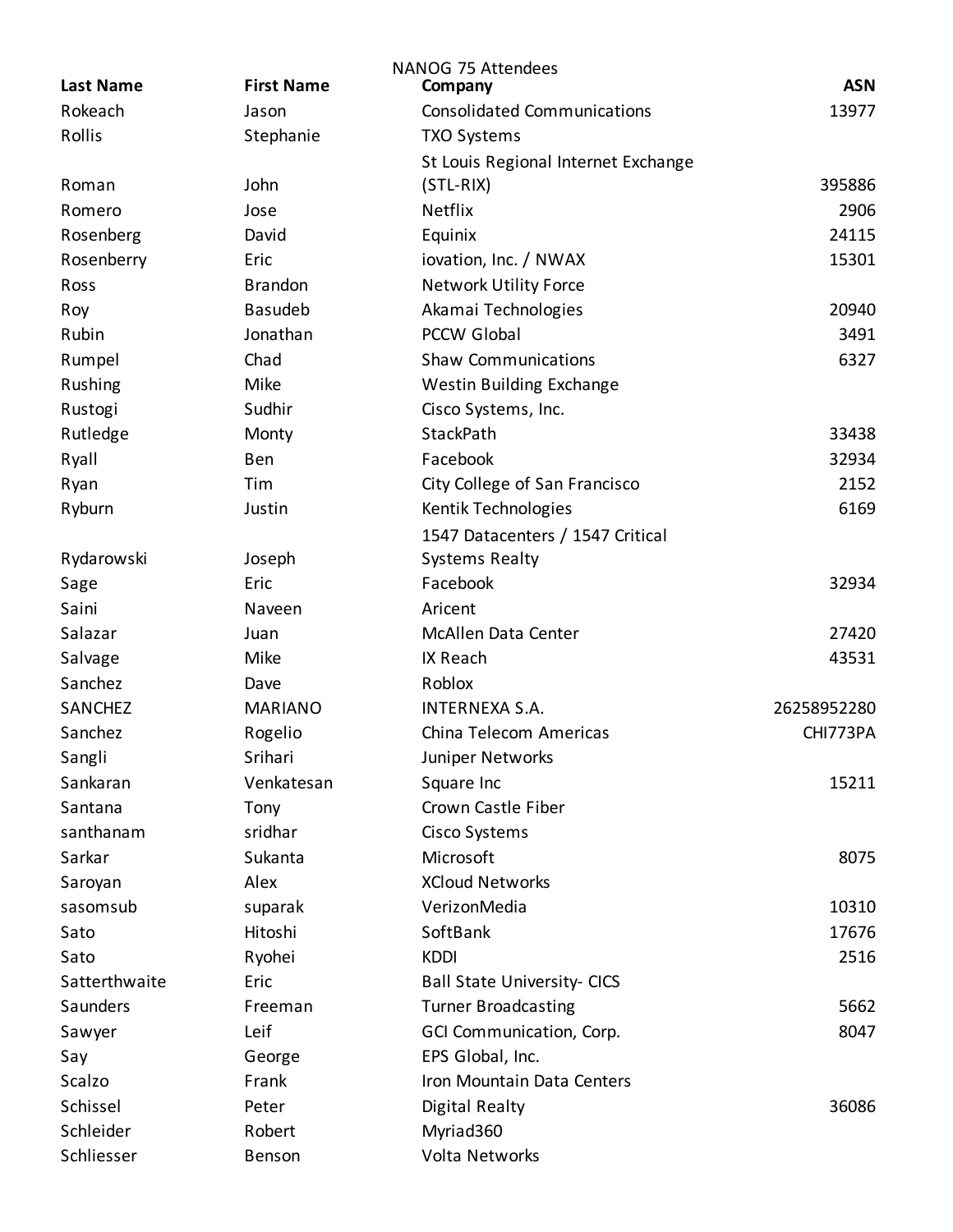NANOG 75 Attendees

| Last Name | First Name | Company | ASN |
|---|---|---|---|
| Rokeach | Jason | Consolidated Communications | 13977 |
| Rollis | Stephanie | TXO Systems | |
| Roman | John | St Louis Regional Internet Exchange (STL-RIX) | 395886 |
| Romero | Jose | Netflix | 2906 |
| Rosenberg | David | Equinix | 24115 |
| Rosenberry | Eric | iovation, Inc. / NWAX | 15301 |
| Ross | Brandon | Network Utility Force | |
| Roy | Basudeb | Akamai Technologies | 20940 |
| Rubin | Jonathan | PCCW Global | 3491 |
| Rumpel | Chad | Shaw Communications | 6327 |
| Rushing | Mike | Westin Building Exchange | |
| Rustogi | Sudhir | Cisco Systems, Inc. | |
| Rutledge | Monty | StackPath | 33438 |
| Ryall | Ben | Facebook | 32934 |
| Ryan | Tim | City College of San Francisco | 2152 |
| Ryburn | Justin | Kentik Technologies | 6169 |
| Rydarowski | Joseph | 1547 Datacenters / 1547 Critical Systems Realty | |
| Sage | Eric | Facebook | 32934 |
| Saini | Naveen | Aricent | |
| Salazar | Juan | McAllen Data Center | 27420 |
| Salvage | Mike | IX Reach | 43531 |
| Sanchez | Dave | Roblox | |
| SANCHEZ | MARIANO | INTERNEXA S.A. | 26258952280 |
| Sanchez | Rogelio | China Telecom Americas | CHI773PA |
| Sangli | Srihari | Juniper Networks | |
| Sankaran | Venkatesan | Square Inc | 15211 |
| Santana | Tony | Crown Castle Fiber | |
| santhanam | sridhar | Cisco Systems | |
| Sarkar | Sukanta | Microsoft | 8075 |
| Saroyan | Alex | XCloud Networks | |
| sasomsub | suparak | VerizonMedia | 10310 |
| Sato | Hitoshi | SoftBank | 17676 |
| Sato | Ryohei | KDDI | 2516 |
| Satterthwaite | Eric | Ball State University- CICS | |
| Saunders | Freeman | Turner Broadcasting | 5662 |
| Sawyer | Leif | GCI Communication, Corp. | 8047 |
| Say | George | EPS Global, Inc. | |
| Scalzo | Frank | Iron Mountain Data Centers | |
| Schissel | Peter | Digital Realty | 36086 |
| Schleider | Robert | Myriad360 | |
| Schliesser | Benson | Volta Networks | |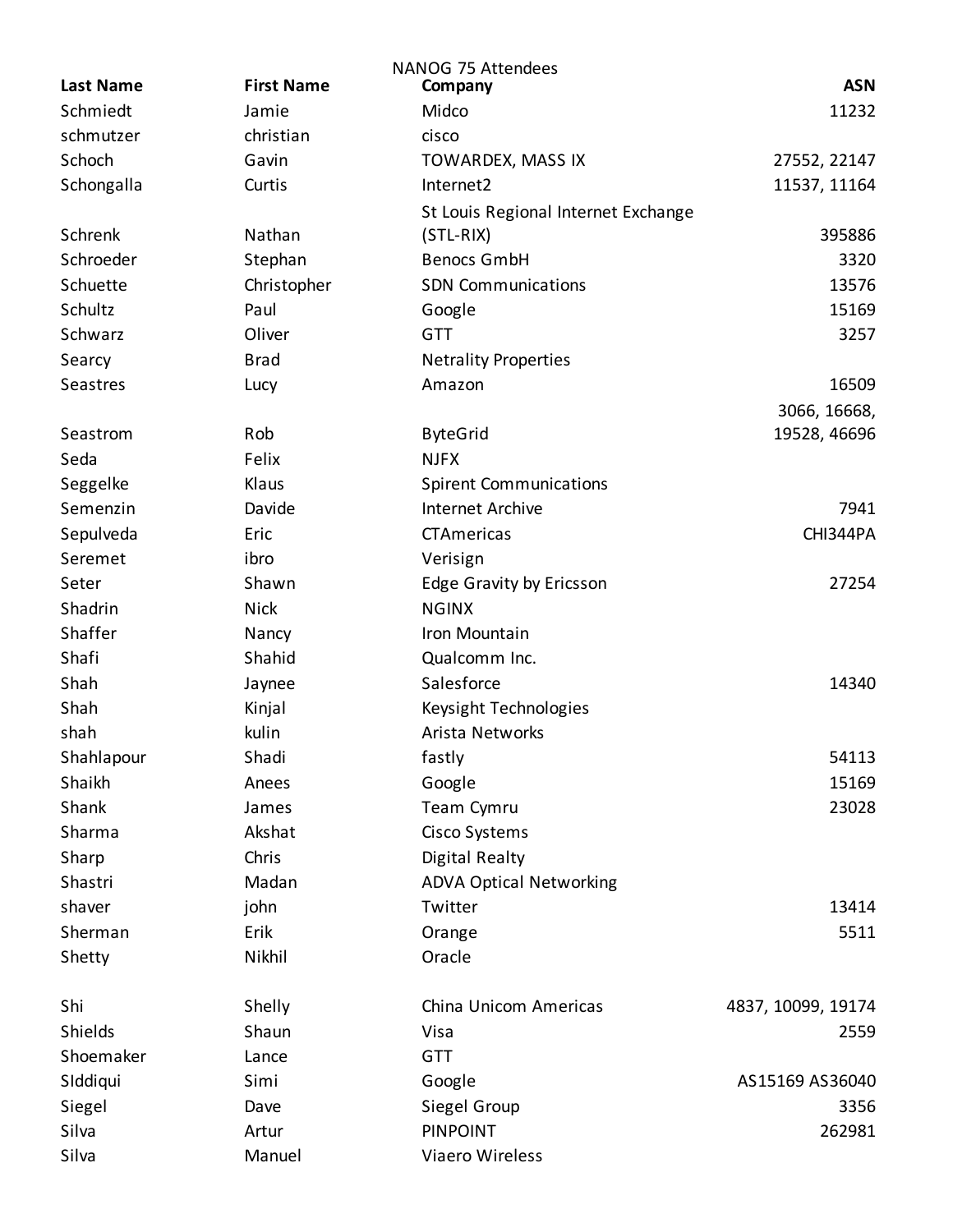NANOG 75 Attendees

| Last Name | First Name | Company | ASN |
|---|---|---|---|
| Schmiedt | Jamie | Midco | 11232 |
| schmutzer | christian | cisco | |
| Schoch | Gavin | TOWARDEX, MASS IX | 27552, 22147 |
| Schongalla | Curtis | Internet2 | 11537, 11164 |
| Schrenk | Nathan | St Louis Regional Internet Exchange (STL-RIX) | 395886 |
| Schroeder | Stephan | Benocs GmbH | 3320 |
| Schuette | Christopher | SDN Communications | 13576 |
| Schultz | Paul | Google | 15169 |
| Schwarz | Oliver | GTT | 3257 |
| Searcy | Brad | Netrality Properties | |
| Seastres | Lucy | Amazon | 16509 |
| Seastrom | Rob | ByteGrid | 3066, 16668, 19528, 46696 |
| Seda | Felix | NJFX | |
| Seggelke | Klaus | Spirent Communications | |
| Semenzin | Davide | Internet Archive | 7941 |
| Sepulveda | Eric | CTAmericas | CHI344PA |
| Seremet | ibro | Verisign | |
| Seter | Shawn | Edge Gravity by Ericsson | 27254 |
| Shadrin | Nick | NGINX | |
| Shaffer | Nancy | Iron Mountain | |
| Shafi | Shahid | Qualcomm Inc. | |
| Shah | Jaynee | Salesforce | 14340 |
| Shah | Kinjal | Keysight Technologies | |
| shah | kulin | Arista Networks | |
| Shahlapour | Shadi | fastly | 54113 |
| Shaikh | Anees | Google | 15169 |
| Shank | James | Team Cymru | 23028 |
| Sharma | Akshat | Cisco Systems | |
| Sharp | Chris | Digital Realty | |
| Shastri | Madan | ADVA Optical Networking | |
| shaver | john | Twitter | 13414 |
| Sherman | Erik | Orange | 5511 |
| Shetty | Nikhil | Oracle | |
| Shi | Shelly | China Unicom Americas | 4837, 10099, 19174 |
| Shields | Shaun | Visa | 2559 |
| Shoemaker | Lance | GTT | |
| SIddiqui | Simi | Google | AS15169 AS36040 |
| Siegel | Dave | Siegel Group | 3356 |
| Silva | Artur | PINPOINT | 262981 |
| Silva | Manuel | Viaero Wireless | |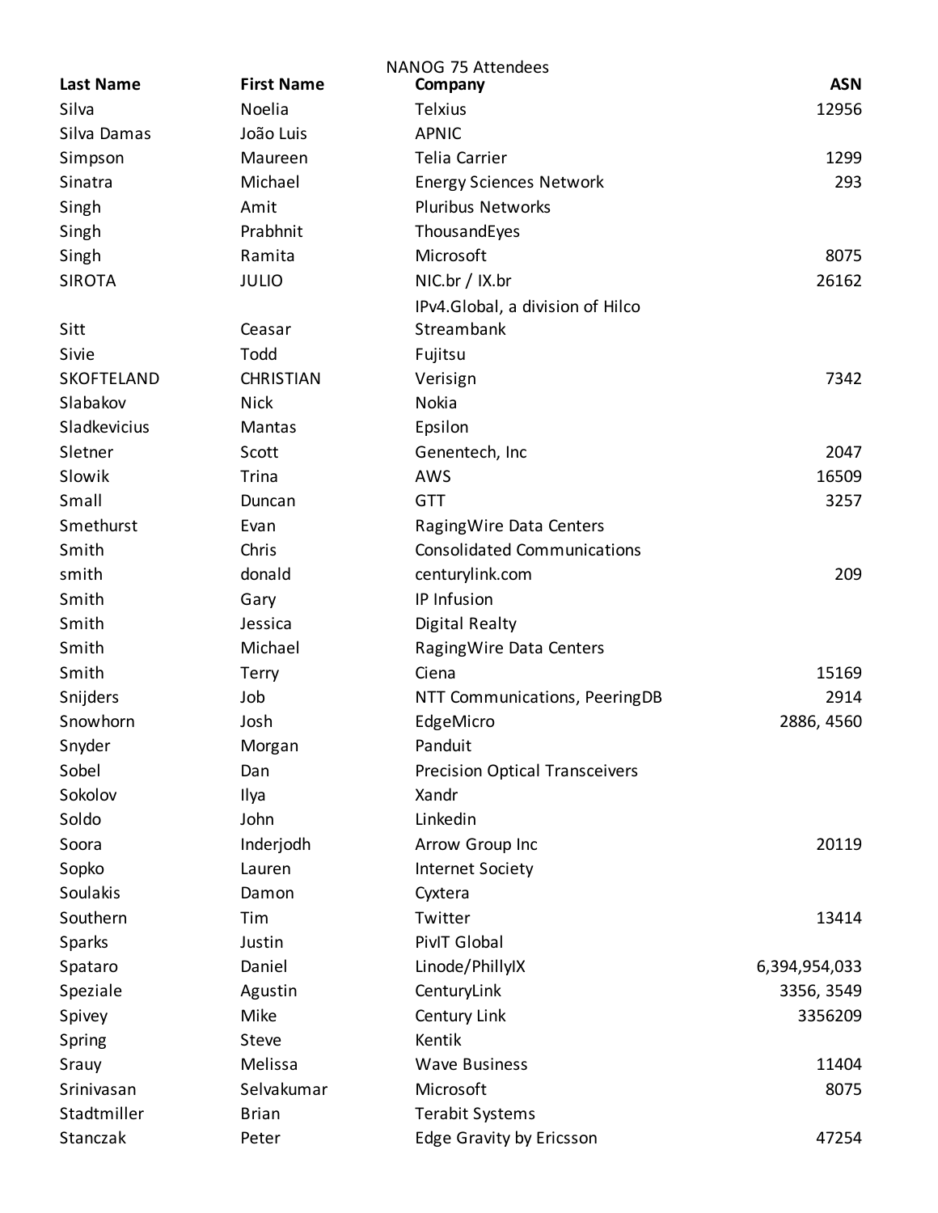NANOG 75 Attendees

| Last Name | First Name | Company | ASN |
|---|---|---|---|
| Silva | Noelia | Telxius | 12956 |
| Silva Damas | João Luis | APNIC | |
| Simpson | Maureen | Telia Carrier | 1299 |
| Sinatra | Michael | Energy Sciences Network | 293 |
| Singh | Amit | Pluribus Networks | |
| Singh | Prabhnit | ThousandEyes | |
| Singh | Ramita | Microsoft | 8075 |
| SIROTA | JULIO | NIC.br / IX.br | 26162 |
| Sitt | Ceasar | IPv4.Global, a division of Hilco Streambank | |
| Sivie | Todd | Fujitsu | |
| SKOFTELAND | CHRISTIAN | Verisign | 7342 |
| Slabakov | Nick | Nokia | |
| Sladkevicius | Mantas | Epsilon | |
| Sletner | Scott | Genentech, Inc | 2047 |
| Slowik | Trina | AWS | 16509 |
| Small | Duncan | GTT | 3257 |
| Smethurst | Evan | RagingWire Data Centers | |
| Smith | Chris | Consolidated Communications | |
| smith | donald | centurylink.com | 209 |
| Smith | Gary | IP Infusion | |
| Smith | Jessica | Digital Realty | |
| Smith | Michael | RagingWire Data Centers | |
| Smith | Terry | Ciena | 15169 |
| Snijders | Job | NTT Communications, PeeringDB | 2914 |
| Snowhorn | Josh | EdgeMicro | 2886, 4560 |
| Snyder | Morgan | Panduit | |
| Sobel | Dan | Precision Optical Transceivers | |
| Sokolov | Ilya | Xandr | |
| Soldo | John | Linkedin | |
| Soora | Inderjodh | Arrow Group Inc | 20119 |
| Sopko | Lauren | Internet Society | |
| Soulakis | Damon | Cyxtera | |
| Southern | Tim | Twitter | 13414 |
| Sparks | Justin | PivIT Global | |
| Spataro | Daniel | Linode/PhillyIX | 6,394,954,033 |
| Speziale | Agustin | CenturyLink | 3356, 3549 |
| Spivey | Mike | Century Link | 3356209 |
| Spring | Steve | Kentik | |
| Srauy | Melissa | Wave Business | 11404 |
| Srinivasan | Selvakumar | Microsoft | 8075 |
| Stadtmiller | Brian | Terabit Systems | |
| Stanczak | Peter | Edge Gravity by Ericsson | 47254 |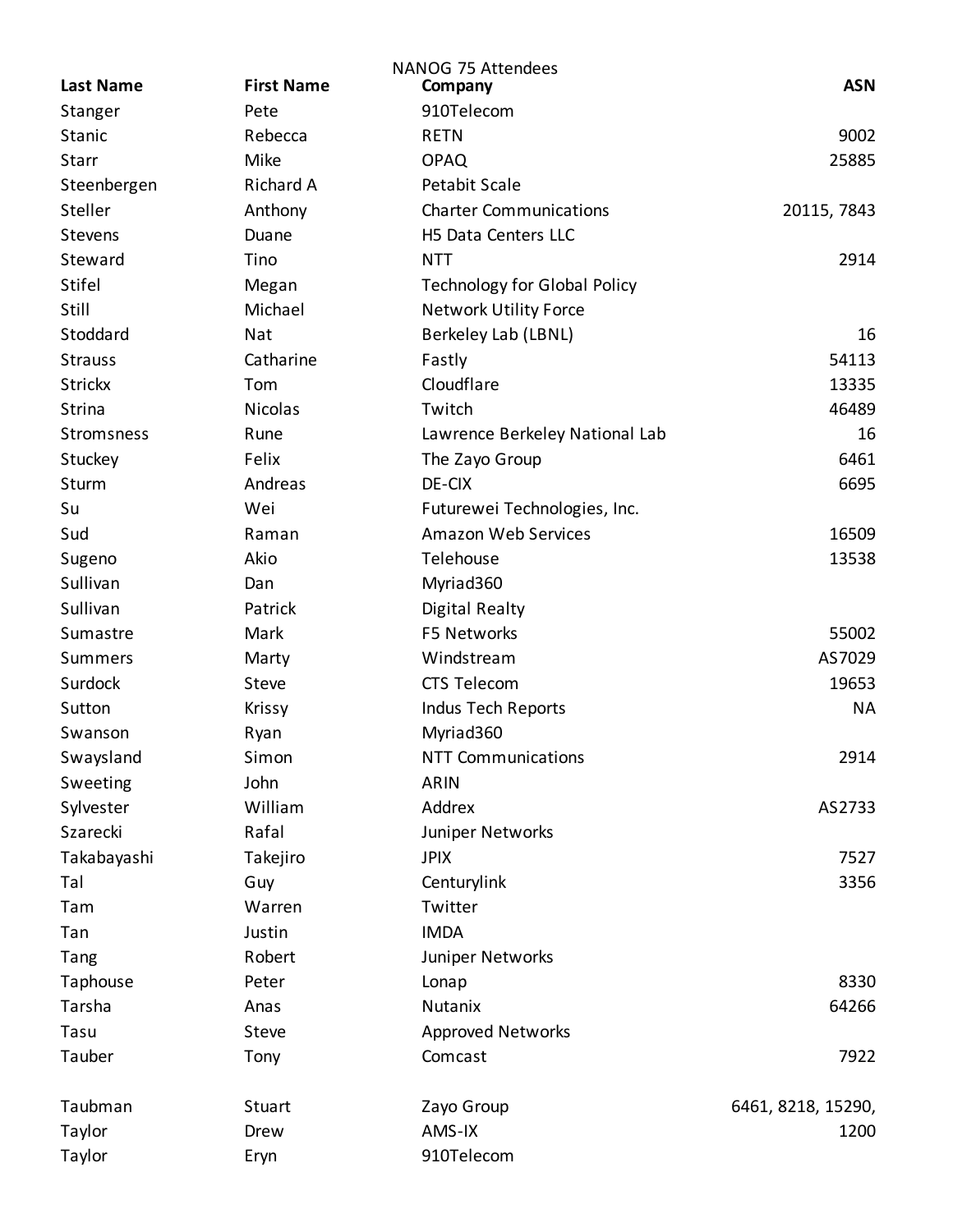NANOG 75 Attendees

| Last Name | First Name | Company | ASN |
|---|---|---|---|
| Stanger | Pete | 910Telecom | |
| Stanic | Rebecca | RETN | 9002 |
| Starr | Mike | OPAQ | 25885 |
| Steenbergen | Richard A | Petabit Scale | |
| Steller | Anthony | Charter Communications | 20115, 7843 |
| Stevens | Duane | H5 Data Centers LLC | |
| Steward | Tino | NTT | 2914 |
| Stifel | Megan | Technology for Global Policy | |
| Still | Michael | Network Utility Force | |
| Stoddard | Nat | Berkeley Lab (LBNL) | 16 |
| Strauss | Catharine | Fastly | 54113 |
| Strickx | Tom | Cloudflare | 13335 |
| Strina | Nicolas | Twitch | 46489 |
| Stromsness | Rune | Lawrence Berkeley National Lab | 16 |
| Stuckey | Felix | The Zayo Group | 6461 |
| Sturm | Andreas | DE-CIX | 6695 |
| Su | Wei | Futurewei Technologies, Inc. | |
| Sud | Raman | Amazon Web Services | 16509 |
| Sugeno | Akio | Telehouse | 13538 |
| Sullivan | Dan | Myriad360 | |
| Sullivan | Patrick | Digital Realty | |
| Sumastre | Mark | F5 Networks | 55002 |
| Summers | Marty | Windstream | AS7029 |
| Surdock | Steve | CTS Telecom | 19653 |
| Sutton | Krissy | Indus Tech Reports | NA |
| Swanson | Ryan | Myriad360 | |
| Swaysland | Simon | NTT Communications | 2914 |
| Sweeting | John | ARIN | |
| Sylvester | William | Addrex | AS2733 |
| Szarecki | Rafal | Juniper Networks | |
| Takabayashi | Takejiro | JPIX | 7527 |
| Tal | Guy | Centurylink | 3356 |
| Tam | Warren | Twitter | |
| Tan | Justin | IMDA | |
| Tang | Robert | Juniper Networks | |
| Taphouse | Peter | Lonap | 8330 |
| Tarsha | Anas | Nutanix | 64266 |
| Tasu | Steve | Approved Networks | |
| Tauber | Tony | Comcast | 7922 |
| Taubman | Stuart | Zayo Group | 6461, 8218, 15290, |
| Taylor | Drew | AMS-IX | 1200 |
| Taylor | Eryn | 910Telecom | |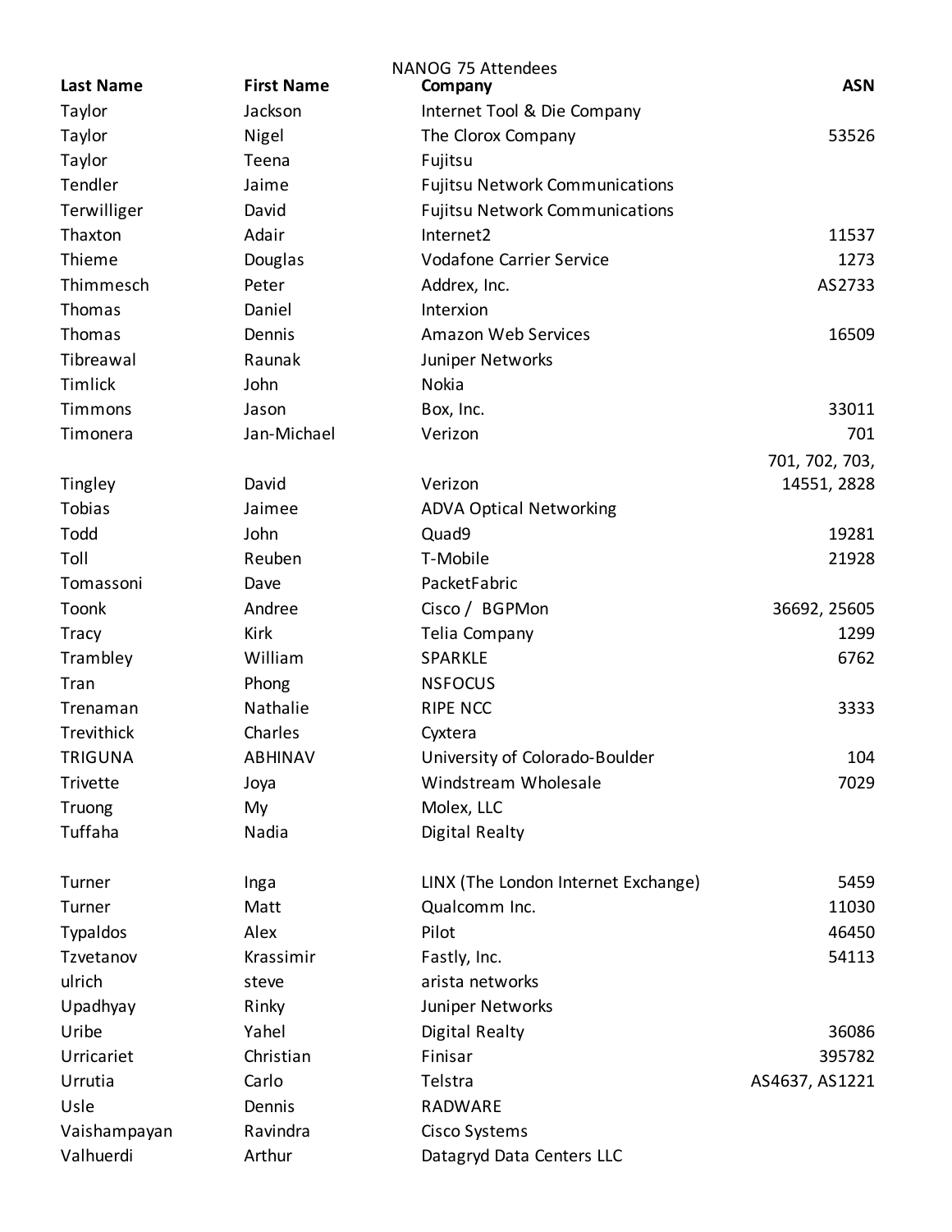NANOG 75 Attendees

| Last Name | First Name | Company | ASN |
|---|---|---|---|
| Taylor | Jackson | Internet Tool & Die Company | |
| Taylor | Nigel | The Clorox Company | 53526 |
| Taylor | Teena | Fujitsu | |
| Tendler | Jaime | Fujitsu Network Communications | |
| Terwilliger | David | Fujitsu Network Communications | |
| Thaxton | Adair | Internet2 | 11537 |
| Thieme | Douglas | Vodafone Carrier Service | 1273 |
| Thimmesch | Peter | Addrex, Inc. | AS2733 |
| Thomas | Daniel | Interxion | |
| Thomas | Dennis | Amazon Web Services | 16509 |
| Tibreawal | Raunak | Juniper Networks | |
| Timlick | John | Nokia | |
| Timmons | Jason | Box, Inc. | 33011 |
| Timonera | Jan-Michael | Verizon | 701 |
| Tingley | David | Verizon | 701, 702, 703, 14551, 2828 |
| Tobias | Jaimee | ADVA Optical Networking | |
| Todd | John | Quad9 | 19281 |
| Toll | Reuben | T-Mobile | 21928 |
| Tomassoni | Dave | PacketFabric | |
| Toonk | Andree | Cisco / BGPMon | 36692, 25605 |
| Tracy | Kirk | Telia Company | 1299 |
| Trambley | William | SPARKLE | 6762 |
| Tran | Phong | NSFOCUS | |
| Trenaman | Nathalie | RIPE NCC | 3333 |
| Trevithick | Charles | Cyxtera | |
| TRIGUNA | ABHINAV | University of Colorado-Boulder | 104 |
| Trivette | Joya | Windstream Wholesale | 7029 |
| Truong | My | Molex, LLC | |
| Tuffaha | Nadia | Digital Realty | |
| Turner | Inga | LINX (The London Internet Exchange) | 5459 |
| Turner | Matt | Qualcomm Inc. | 11030 |
| Typaldos | Alex | Pilot | 46450 |
| Tzvetanov | Krassimir | Fastly, Inc. | 54113 |
| ulrich | steve | arista networks | |
| Upadhyay | Rinky | Juniper Networks | |
| Uribe | Yahel | Digital Realty | 36086 |
| Urricariet | Christian | Finisar | 395782 |
| Urrutia | Carlo | Telstra | AS4637, AS1221 |
| Usle | Dennis | RADWARE | |
| Vaishampayan | Ravindra | Cisco Systems | |
| Valhuerdi | Arthur | Datagryd Data Centers LLC | |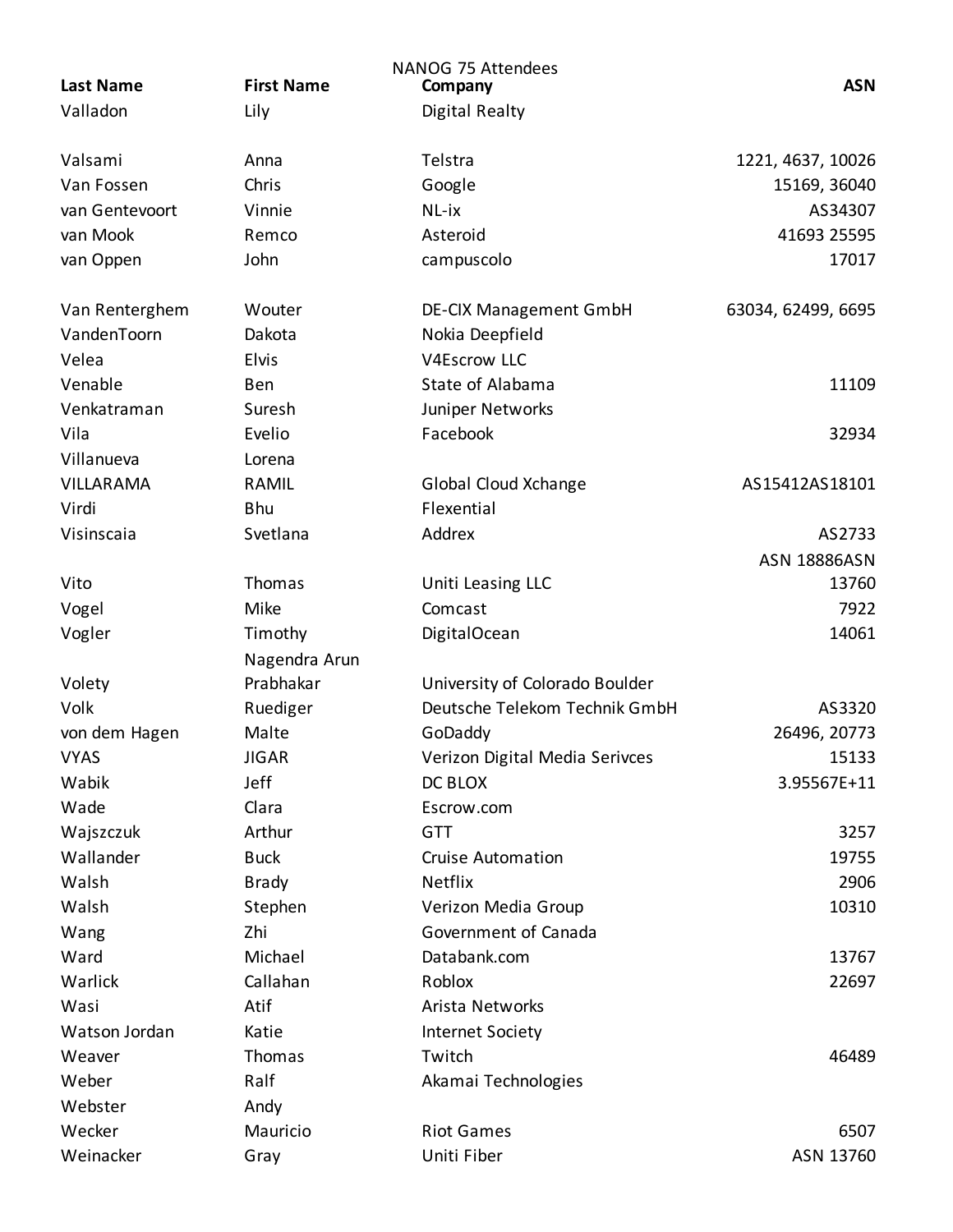NANOG 75 Attendees

| Last Name | First Name | Company | ASN |
|---|---|---|---|
| Valladon | Lily | Digital Realty | |
| Valsami | Anna | Telstra | 1221, 4637, 10026 |
| Van Fossen | Chris | Google | 15169, 36040 |
| van Gentevoort | Vinnie | NL-ix | AS34307 |
| van Mook | Remco | Asteroid | 41693 25595 |
| van Oppen | John | campuscolo | 17017 |
| Van Renterghem | Wouter | DE-CIX Management GmbH | 63034, 62499, 6695 |
| VandenToorn | Dakota | Nokia Deepfield | |
| Velea | Elvis | V4Escrow LLC | |
| Venable | Ben | State of Alabama | 11109 |
| Venkatraman | Suresh | Juniper Networks | |
| Vila | Evelio | Facebook | 32934 |
| Villanueva | Lorena | | |
| VILLARAMA | RAMIL | Global Cloud Xchange | AS15412AS18101 |
| Virdi | Bhu | Flexential | |
| Visinscaia | Svetlana | Addrex | AS2733 |
| Vito | Thomas | Uniti Leasing LLC | ASN 18886ASN 13760 |
| Vogel | Mike | Comcast | 7922 |
| Vogler | Timothy | DigitalOcean | 14061 |
| Volety | Nagendra Arun Prabhakar | University of Colorado Boulder | |
| Volk | Ruediger | Deutsche Telekom Technik GmbH | AS3320 |
| von dem Hagen | Malte | GoDaddy | 26496, 20773 |
| VYAS | JIGAR | Verizon Digital Media Serivces | 15133 |
| Wabik | Jeff | DC BLOX | 3.95567E+11 |
| Wade | Clara | Escrow.com | |
| Wajszczuk | Arthur | GTT | 3257 |
| Wallander | Buck | Cruise Automation | 19755 |
| Walsh | Brady | Netflix | 2906 |
| Walsh | Stephen | Verizon Media Group | 10310 |
| Wang | Zhi | Government of Canada | |
| Ward | Michael | Databank.com | 13767 |
| Warlick | Callahan | Roblox | 22697 |
| Wasi | Atif | Arista Networks | |
| Watson Jordan | Katie | Internet Society | |
| Weaver | Thomas | Twitch | 46489 |
| Weber | Ralf | Akamai Technologies | |
| Webster | Andy | | |
| Wecker | Mauricio | Riot Games | 6507 |
| Weinacker | Gray | Uniti Fiber | ASN 13760 |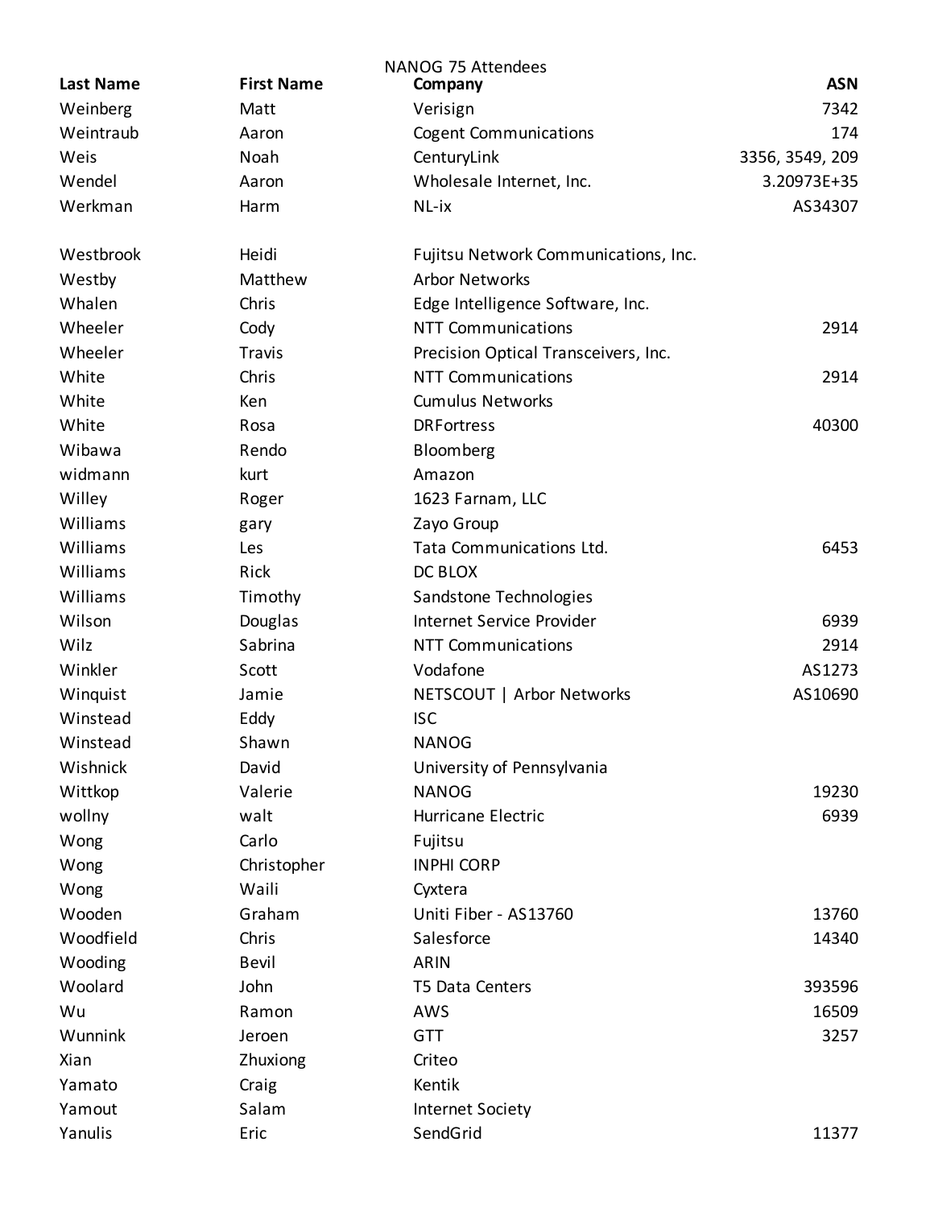NANOG 75 Attendees

| Last Name | First Name | Company | ASN |
|---|---|---|---|
| Weinberg | Matt | Verisign | 7342 |
| Weintraub | Aaron | Cogent Communications | 174 |
| Weis | Noah | CenturyLink | 3356, 3549, 209 |
| Wendel | Aaron | Wholesale Internet, Inc. | 3.20973E+35 |
| Werkman | Harm | NL-ix | AS34307 |
| Westbrook | Heidi | Fujitsu Network Communications, Inc. | |
| Westby | Matthew | Arbor Networks | |
| Whalen | Chris | Edge Intelligence Software, Inc. | |
| Wheeler | Cody | NTT Communications | 2914 |
| Wheeler | Travis | Precision Optical Transceivers, Inc. | |
| White | Chris | NTT Communications | 2914 |
| White | Ken | Cumulus Networks | |
| White | Rosa | DRFortress | 40300 |
| Wibawa | Rendo | Bloomberg | |
| widmann | kurt | Amazon | |
| Willey | Roger | 1623 Farnam, LLC | |
| Williams | gary | Zayo Group | |
| Williams | Les | Tata Communications Ltd. | 6453 |
| Williams | Rick | DC BLOX | |
| Williams | Timothy | Sandstone Technologies | |
| Wilson | Douglas | Internet Service Provider | 6939 |
| Wilz | Sabrina | NTT Communications | 2914 |
| Winkler | Scott | Vodafone | AS1273 |
| Winquist | Jamie | NETSCOUT \| Arbor Networks | AS10690 |
| Winstead | Eddy | ISC | |
| Winstead | Shawn | NANOG | |
| Wishnick | David | University of Pennsylvania | |
| Wittkop | Valerie | NANOG | 19230 |
| wollny | walt | Hurricane Electric | 6939 |
| Wong | Carlo | Fujitsu | |
| Wong | Christopher | INPHI CORP | |
| Wong | Waili | Cyxtera | |
| Wooden | Graham | Uniti Fiber - AS13760 | 13760 |
| Woodfield | Chris | Salesforce | 14340 |
| Wooding | Bevil | ARIN | |
| Woolard | John | T5 Data Centers | 393596 |
| Wu | Ramon | AWS | 16509 |
| Wunnink | Jeroen | GTT | 3257 |
| Xian | Zhuxiong | Criteo | |
| Yamato | Craig | Kentik | |
| Yamout | Salam | Internet Society | |
| Yanulis | Eric | SendGrid | 11377 |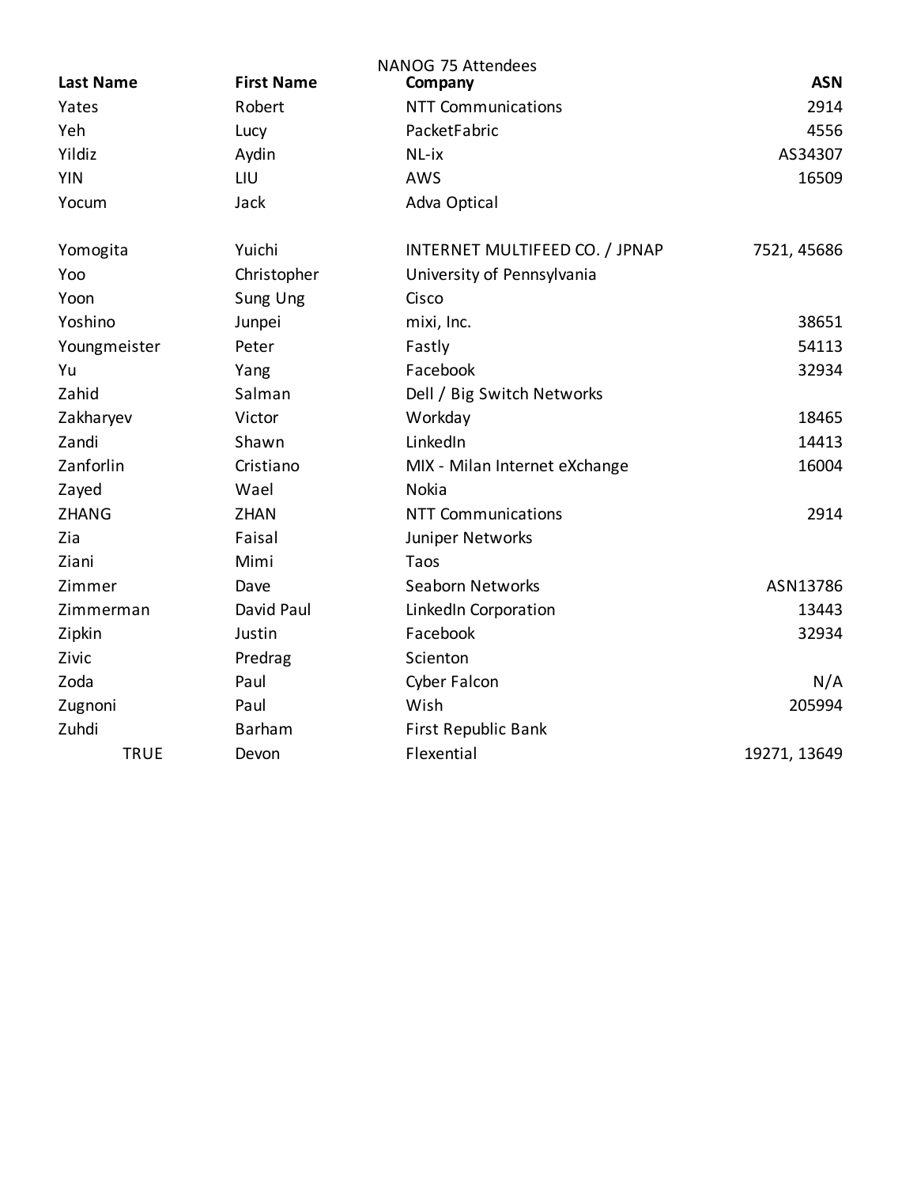NANOG 75 Attendees

| Last Name | First Name | Company | ASN |
| --- | --- | --- | --- |
| Yates | Robert | NTT Communications | 2914 |
| Yeh | Lucy | PacketFabric | 4556 |
| Yildiz | Aydin | NL-ix | AS34307 |
| YIN | LIU | AWS | 16509 |
| Yocum | Jack | Adva Optical | |
| Yomogita | Yuichi | INTERNET MULTIFEED CO. / JPNAP | 7521, 45686 |
| Yoo | Christopher | University of Pennsylvania | |
| Yoon | Sung Ung | Cisco | |
| Yoshino | Junpei | mixi, Inc. | 38651 |
| Youngmeister | Peter | Fastly | 54113 |
| Yu | Yang | Facebook | 32934 |
| Zahid | Salman | Dell / Big Switch Networks | |
| Zakharyev | Victor | Workday | 18465 |
| Zandi | Shawn | LinkedIn | 14413 |
| Zanforlin | Cristiano | MIX - Milan Internet eXchange | 16004 |
| Zayed | Wael | Nokia | |
| ZHANG | ZHAN | NTT Communications | 2914 |
| Zia | Faisal | Juniper Networks | |
| Ziani | Mimi | Taos | |
| Zimmer | Dave | Seaborn Networks | ASN13786 |
| Zimmerman | David Paul | LinkedIn Corporation | 13443 |
| Zipkin | Justin | Facebook | 32934 |
| Zivic | Predrag | Scienton | |
| Zoda | Paul | Cyber Falcon | N/A |
| Zugnoni | Paul | Wish | 205994 |
| Zuhdi | Barham | First Republic Bank | |
| TRUE | Devon | Flexential | 19271, 13649 |